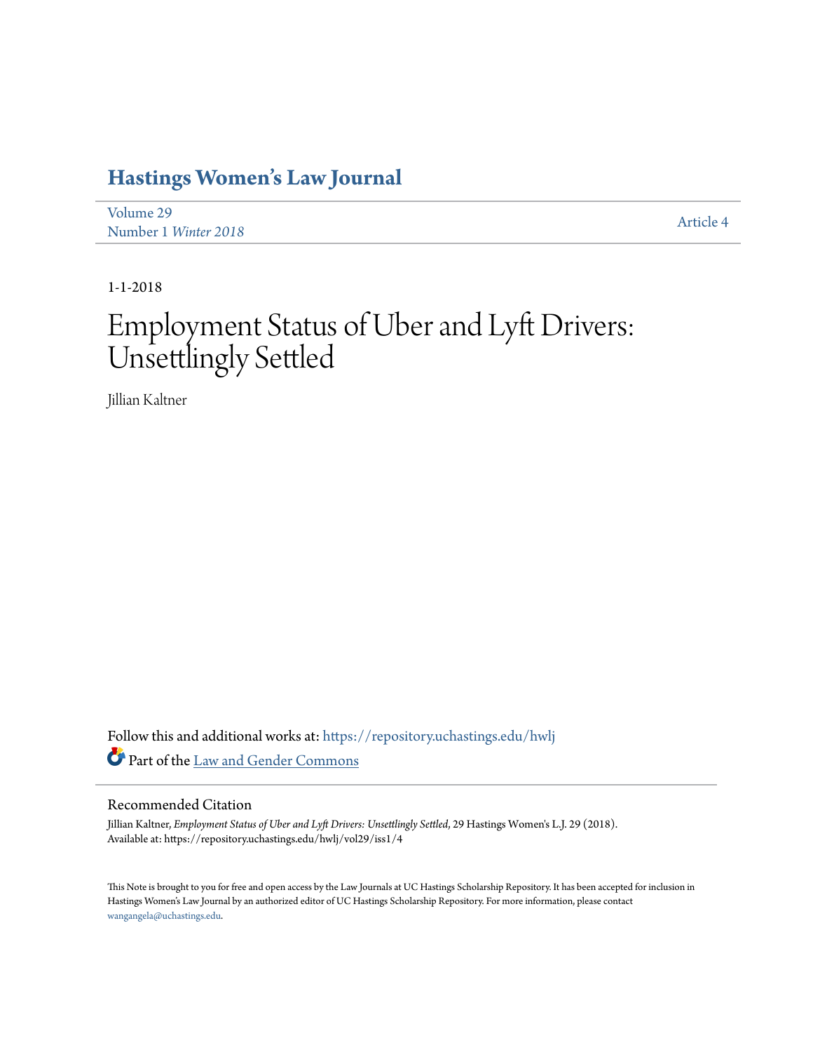# Hastings Women's Law Journal

Volume 29
Number 1 *Winter 2018*

Article 4

1-1-2018

# Employment Status of Uber and Lyft Drivers: Unsettlingly Settled

Jillian Kaltner

Follow this and additional works at: https://repository.uchastings.edu/hwlj

Part of the Law and Gender Commons

## Recommended Citation

Jillian Kaltner, *Employment Status of Uber and Lyft Drivers: Unsettlingly Settled*, 29 Hastings Women's L.J. 29 (2018).
Available at: https://repository.uchastings.edu/hwlj/vol29/iss1/4

This Note is brought to you for free and open access by the Law Journals at UC Hastings Scholarship Repository. It has been accepted for inclusion in Hastings Women's Law Journal by an authorized editor of UC Hastings Scholarship Repository. For more information, please contact wangangela@uchastings.edu.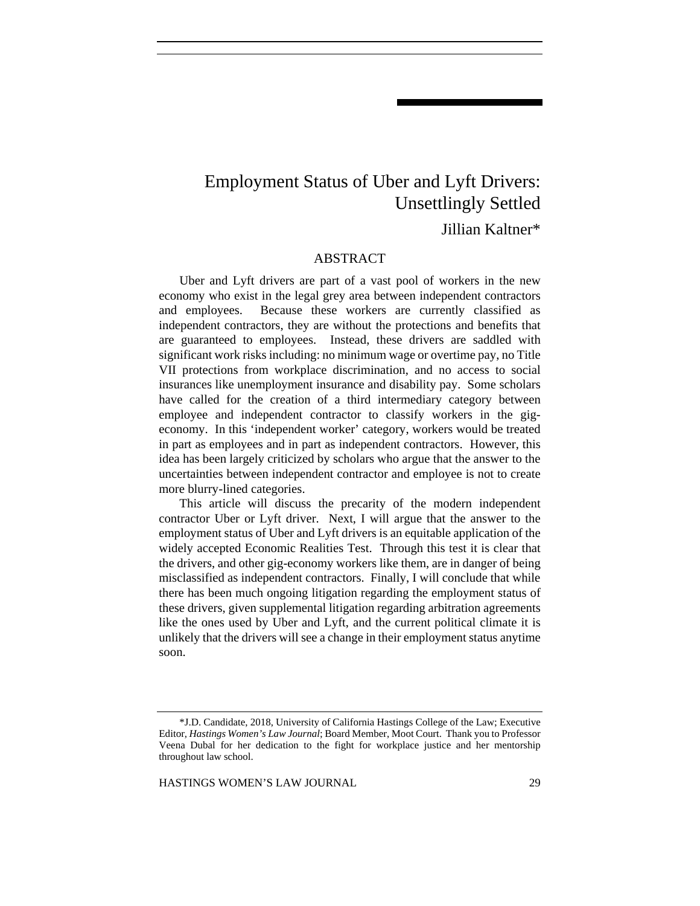# Employment Status of Uber and Lyft Drivers: Unsettlingly Settled

Jillian Kaltner*

## ABSTRACT

Uber and Lyft drivers are part of a vast pool of workers in the new economy who exist in the legal grey area between independent contractors and employees. Because these workers are currently classified as independent contractors, they are without the protections and benefits that are guaranteed to employees. Instead, these drivers are saddled with significant work risks including: no minimum wage or overtime pay, no Title VII protections from workplace discrimination, and no access to social insurances like unemployment insurance and disability pay. Some scholars have called for the creation of a third intermediary category between employee and independent contractor to classify workers in the gig-economy. In this 'independent worker' category, workers would be treated in part as employees and in part as independent contractors. However, this idea has been largely criticized by scholars who argue that the answer to the uncertainties between independent contractor and employee is not to create more blurry-lined categories.

This article will discuss the precarity of the modern independent contractor Uber or Lyft driver. Next, I will argue that the answer to the employment status of Uber and Lyft drivers is an equitable application of the widely accepted Economic Realities Test. Through this test it is clear that the drivers, and other gig-economy workers like them, are in danger of being misclassified as independent contractors. Finally, I will conclude that while there has been much ongoing litigation regarding the employment status of these drivers, given supplemental litigation regarding arbitration agreements like the ones used by Uber and Lyft, and the current political climate it is unlikely that the drivers will see a change in their employment status anytime soon.

---

*J.D. Candidate, 2018, University of California Hastings College of the Law; Executive Editor, *Hastings Women's Law Journal*; Board Member, Moot Court. Thank you to Professor Veena Dubal for her dedication to the fight for workplace justice and her mentorship throughout law school.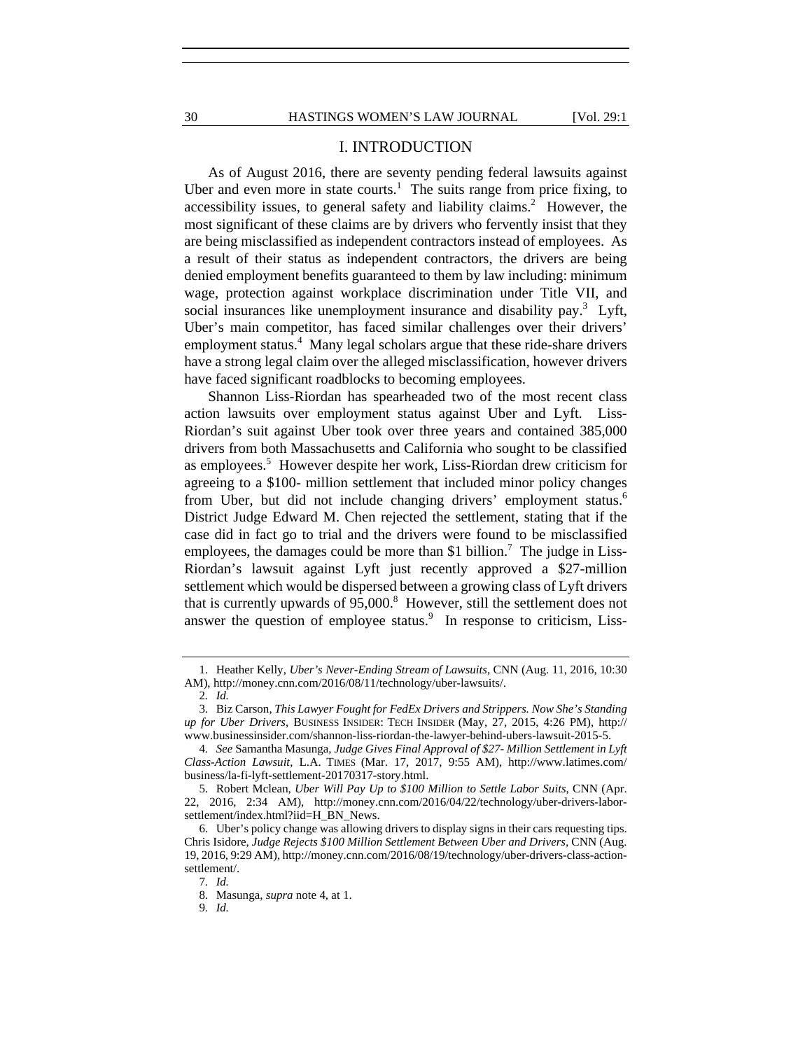# I. INTRODUCTION

As of August 2016, there are seventy pending federal lawsuits against Uber and even more in state courts.[1] The suits range from price fixing, to accessibility issues, to general safety and liability claims.[2] However, the most significant of these claims are by drivers who fervently insist that they are being misclassified as independent contractors instead of employees. As a result of their status as independent contractors, the drivers are being denied employment benefits guaranteed to them by law including: minimum wage, protection against workplace discrimination under Title VII, and social insurances like unemployment insurance and disability pay.[3] Lyft, Uber's main competitor, has faced similar challenges over their drivers' employment status.[4] Many legal scholars argue that these ride-share drivers have a strong legal claim over the alleged misclassification, however drivers have faced significant roadblocks to becoming employees.

Shannon Liss-Riordan has spearheaded two of the most recent class action lawsuits over employment status against Uber and Lyft. Liss-Riordan's suit against Uber took over three years and contained 385,000 drivers from both Massachusetts and California who sought to be classified as employees.[5] However despite her work, Liss-Riordan drew criticism for agreeing to a $100- million settlement that included minor policy changes from Uber, but did not include changing drivers' employment status.[6] District Judge Edward M. Chen rejected the settlement, stating that if the case did in fact go to trial and the drivers were found to be misclassified employees, the damages could be more than $1 billion.[7] The judge in Liss-Riordan's lawsuit against Lyft just recently approved a $27-million settlement which would be dispersed between a growing class of Lyft drivers that is currently upwards of 95,000.[8] However, still the settlement does not answer the question of employee status.[9] In response to criticism, Liss-

---

1. Heather Kelly, *Uber's Never-Ending Stream of Lawsuits*, CNN (Aug. 11, 2016, 10:30 AM), http://money.cnn.com/2016/08/11/technology/uber-lawsuits/.

2. *Id.*

3. Biz Carson, *This Lawyer Fought for FedEx Drivers and Strippers. Now She's Standing up for Uber Drivers*, BUSINESS INSIDER: TECH INSIDER (May, 27, 2015, 4:26 PM), http://www.businessinsider.com/shannon-liss-riordan-the-lawyer-behind-ubers-lawsuit-2015-5.

4. *See* Samantha Masunga, *Judge Gives Final Approval of $27- Million Settlement in Lyft Class-Action Lawsuit*, L.A. TIMES (Mar. 17, 2017, 9:55 AM), http://www.latimes.com/business/la-fi-lyft-settlement-20170317-story.html.

5. Robert Mclean, *Uber Will Pay Up to $100 Million to Settle Labor Suits*, CNN (Apr. 22, 2016, 2:34 AM), http://money.cnn.com/2016/04/22/technology/uber-drivers-labor-settlement/index.html?iid=H_BN_News.

6. Uber's policy change was allowing drivers to display signs in their cars requesting tips. Chris Isidore, *Judge Rejects $100 Million Settlement Between Uber and Drivers*, CNN (Aug. 19, 2016, 9:29 AM), http://money.cnn.com/2016/08/19/technology/uber-drivers-class-action-settlement/.

7. *Id.*

8. Masunga, *supra* note 4, at 1.

9. *Id.*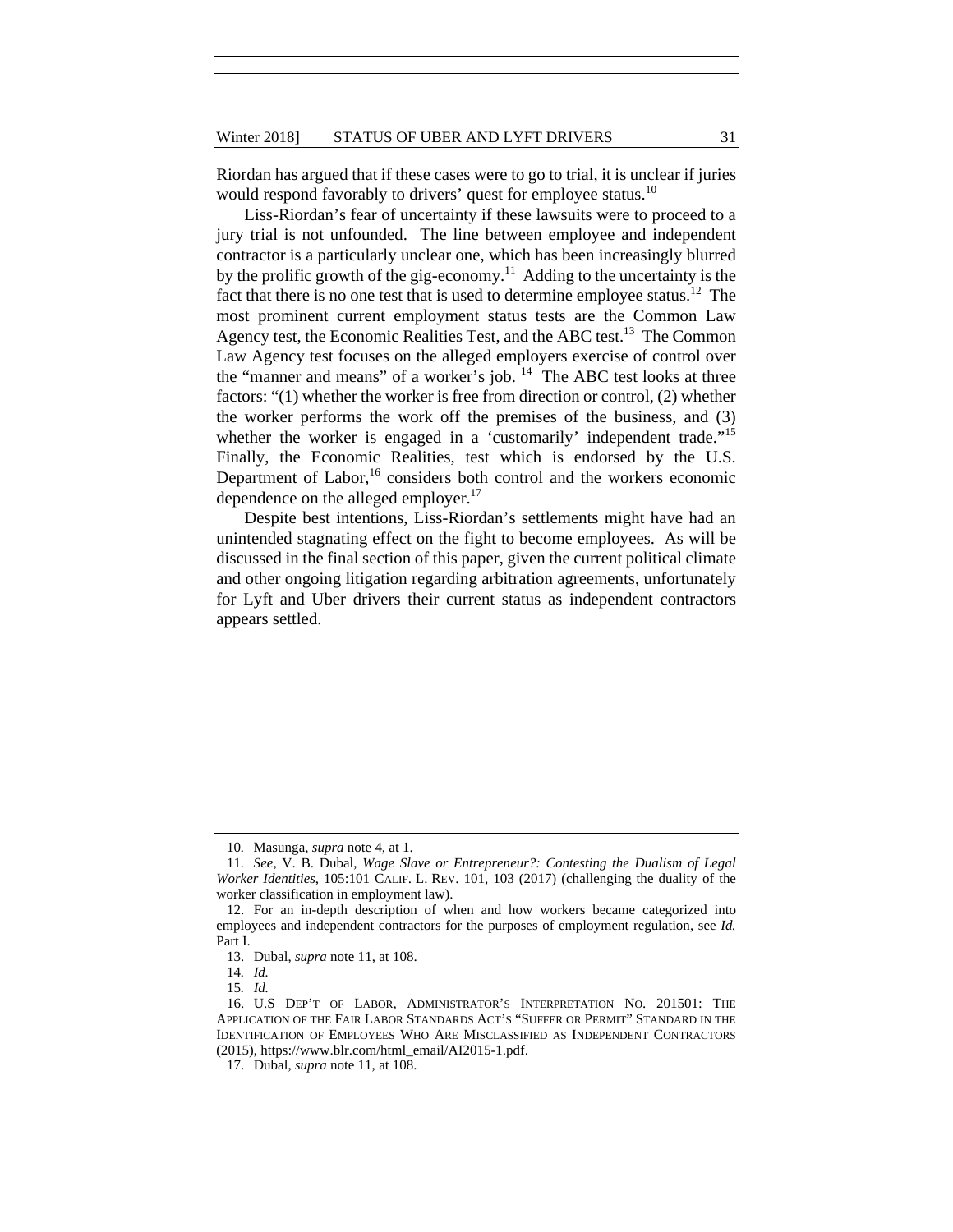Riordan has argued that if these cases were to go to trial, it is unclear if juries would respond favorably to drivers' quest for employee status.[10]

Liss-Riordan's fear of uncertainty if these lawsuits were to proceed to a jury trial is not unfounded. The line between employee and independent contractor is a particularly unclear one, which has been increasingly blurred by the prolific growth of the gig-economy.[11] Adding to the uncertainty is the fact that there is no one test that is used to determine employee status.[12] The most prominent current employment status tests are the Common Law Agency test, the Economic Realities Test, and the ABC test.[13] The Common Law Agency test focuses on the alleged employers exercise of control over the "manner and means" of a worker's job.[14] The ABC test looks at three factors: "(1) whether the worker is free from direction or control, (2) whether the worker performs the work off the premises of the business, and (3) whether the worker is engaged in a 'customarily' independent trade."[15] Finally, the Economic Realities, test which is endorsed by the U.S. Department of Labor,[16] considers both control and the workers economic dependence on the alleged employer.[17]

Despite best intentions, Liss-Riordan's settlements might have had an unintended stagnating effect on the fight to become employees. As will be discussed in the final section of this paper, given the current political climate and other ongoing litigation regarding arbitration agreements, unfortunately for Lyft and Uber drivers their current status as independent contractors appears settled.

---

10. Masunga, *supra* note 4, at 1.

11. *See*, V. B. Dubal, *Wage Slave or Entrepreneur?: Contesting the Dualism of Legal Worker Identities*, 105:101 CALIF. L. REV. 101, 103 (2017) (challenging the duality of the worker classification in employment law).

12. For an in-depth description of when and how workers became categorized into employees and independent contractors for the purposes of employment regulation, see *Id.* Part I.

13. Dubal, *supra* note 11, at 108.

14. *Id.*

15. *Id.*

16. U.S DEP'T OF LABOR, ADMINISTRATOR'S INTERPRETATION NO. 201501: THE APPLICATION OF THE FAIR LABOR STANDARDS ACT'S "SUFFER OR PERMIT" STANDARD IN THE IDENTIFICATION OF EMPLOYEES WHO ARE MISCLASSIFIED AS INDEPENDENT CONTRACTORS (2015), https://www.blr.com/html_email/AI2015-1.pdf.

17. Dubal, *supra* note 11, at 108.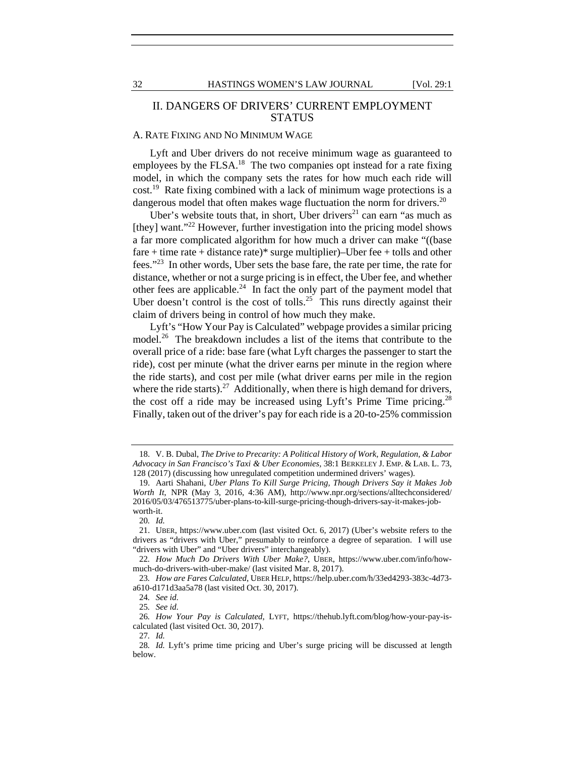## II. DANGERS OF DRIVERS' CURRENT EMPLOYMENT STATUS

### A. RATE FIXING AND NO MINIMUM WAGE

Lyft and Uber drivers do not receive minimum wage as guaranteed to employees by the FLSA.[18] The two companies opt instead for a rate fixing model, in which the company sets the rates for how much each ride will cost.[19] Rate fixing combined with a lack of minimum wage protections is a dangerous model that often makes wage fluctuation the norm for drivers.[20]

Uber's website touts that, in short, Uber drivers[21] can earn "as much as [they] want."[22] However, further investigation into the pricing model shows a far more complicated algorithm for how much a driver can make "((base fare + time rate + distance rate)* surge multiplier)–Uber fee + tolls and other fees."[23] In other words, Uber sets the base fare, the rate per time, the rate for distance, whether or not a surge pricing is in effect, the Uber fee, and whether other fees are applicable.[24] In fact the only part of the payment model that Uber doesn't control is the cost of tolls.[25] This runs directly against their claim of drivers being in control of how much they make.

Lyft's "How Your Pay is Calculated" webpage provides a similar pricing model.[26] The breakdown includes a list of the items that contribute to the overall price of a ride: base fare (what Lyft charges the passenger to start the ride), cost per minute (what the driver earns per minute in the region where the ride starts), and cost per mile (what driver earns per mile in the region where the ride starts).[27] Additionally, when there is high demand for drivers, the cost off a ride may be increased using Lyft's Prime Time pricing.[28] Finally, taken out of the driver's pay for each ride is a 20-to-25% commission

---

18. V. B. Dubal, *The Drive to Precarity: A Political History of Work, Regulation, & Labor Advocacy in San Francisco's Taxi & Uber Economies*, 38:1 BERKELEY J. EMP. & LAB. L. 73, 128 (2017) (discussing how unregulated competition undermined drivers' wages).

19. Aarti Shahani, *Uber Plans To Kill Surge Pricing, Though Drivers Say it Makes Job Worth It*, NPR (May 3, 2016, 4:36 AM), http://www.npr.org/sections/alltechconsidered/2016/05/03/476513775/uber-plans-to-kill-surge-pricing-though-drivers-say-it-makes-job-worth-it.

20. *Id.*

21. UBER, https://www.uber.com (last visited Oct. 6, 2017) (Uber's website refers to the drivers as "drivers with Uber," presumably to reinforce a degree of separation. I will use "drivers with Uber" and "Uber drivers" interchangeably).

22. *How Much Do Drivers With Uber Make?*, UBER, https://www.uber.com/info/how-much-do-drivers-with-uber-make/ (last visited Mar. 8, 2017).

23. *How are Fares Calculated*, UBER HELP, https://help.uber.com/h/33ed4293-383c-4d73-a610-d171d3aa5a78 (last visited Oct. 30, 2017).

24. *See id.*

25. *See id.*

26. *How Your Pay is Calculated*, LYFT, https://thehub.lyft.com/blog/how-your-pay-is-calculated (last visited Oct. 30, 2017).

27. *Id.*

28. *Id.* Lyft's prime time pricing and Uber's surge pricing will be discussed at length below.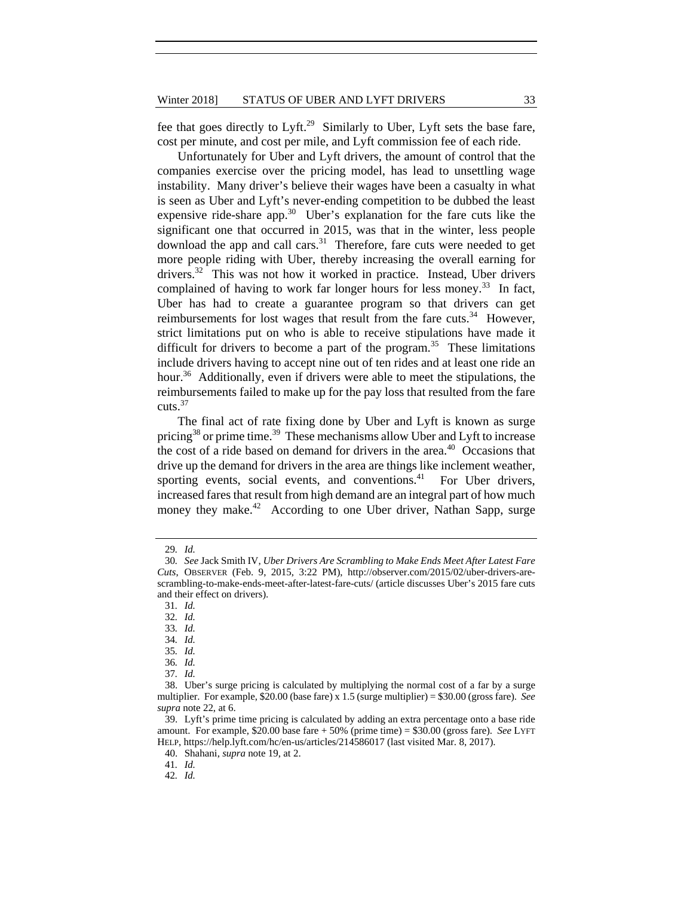fee that goes directly to Lyft.[29] Similarly to Uber, Lyft sets the base fare, cost per minute, and cost per mile, and Lyft commission fee of each ride.

Unfortunately for Uber and Lyft drivers, the amount of control that the companies exercise over the pricing model, has lead to unsettling wage instability. Many driver's believe their wages have been a casualty in what is seen as Uber and Lyft's never-ending competition to be dubbed the least expensive ride-share app.[30] Uber's explanation for the fare cuts like the significant one that occurred in 2015, was that in the winter, less people download the app and call cars.[31] Therefore, fare cuts were needed to get more people riding with Uber, thereby increasing the overall earning for drivers.[32] This was not how it worked in practice. Instead, Uber drivers complained of having to work far longer hours for less money.[33] In fact, Uber has had to create a guarantee program so that drivers can get reimbursements for lost wages that result from the fare cuts.[34] However, strict limitations put on who is able to receive stipulations have made it difficult for drivers to become a part of the program.[35] These limitations include drivers having to accept nine out of ten rides and at least one ride an hour.[36] Additionally, even if drivers were able to meet the stipulations, the reimbursements failed to make up for the pay loss that resulted from the fare cuts.[37]

The final act of rate fixing done by Uber and Lyft is known as surge pricing[38] or prime time.[39] These mechanisms allow Uber and Lyft to increase the cost of a ride based on demand for drivers in the area.[40] Occasions that drive up the demand for drivers in the area are things like inclement weather, sporting events, social events, and conventions.[41] For Uber drivers, increased fares that result from high demand are an integral part of how much money they make.[42] According to one Uber driver, Nathan Sapp, surge

---

29. *Id.*

30. *See* Jack Smith IV, *Uber Drivers Are Scrambling to Make Ends Meet After Latest Fare Cuts*, OBSERVER (Feb. 9, 2015, 3:22 PM), http://observer.com/2015/02/uber-drivers-are-scrambling-to-make-ends-meet-after-latest-fare-cuts/ (article discusses Uber's 2015 fare cuts and their effect on drivers).

31. *Id.*

32. *Id.*

33. *Id.*

34. *Id.*

35. *Id.*

36. *Id.*

37. *Id.*

38. Uber's surge pricing is calculated by multiplying the normal cost of a far by a surge multiplier. For example, $20.00 (base fare) x 1.5 (surge multiplier) = $30.00 (gross fare). *See supra* note 22, at 6.

39. Lyft's prime time pricing is calculated by adding an extra percentage onto a base ride amount. For example, $20.00 base fare + 50% (prime time) = $30.00 (gross fare). *See* LYFT HELP, https://help.lyft.com/hc/en-us/articles/214586017 (last visited Mar. 8, 2017).

40. Shahani, *supra* note 19, at 2.

41. *Id.*

42. *Id.*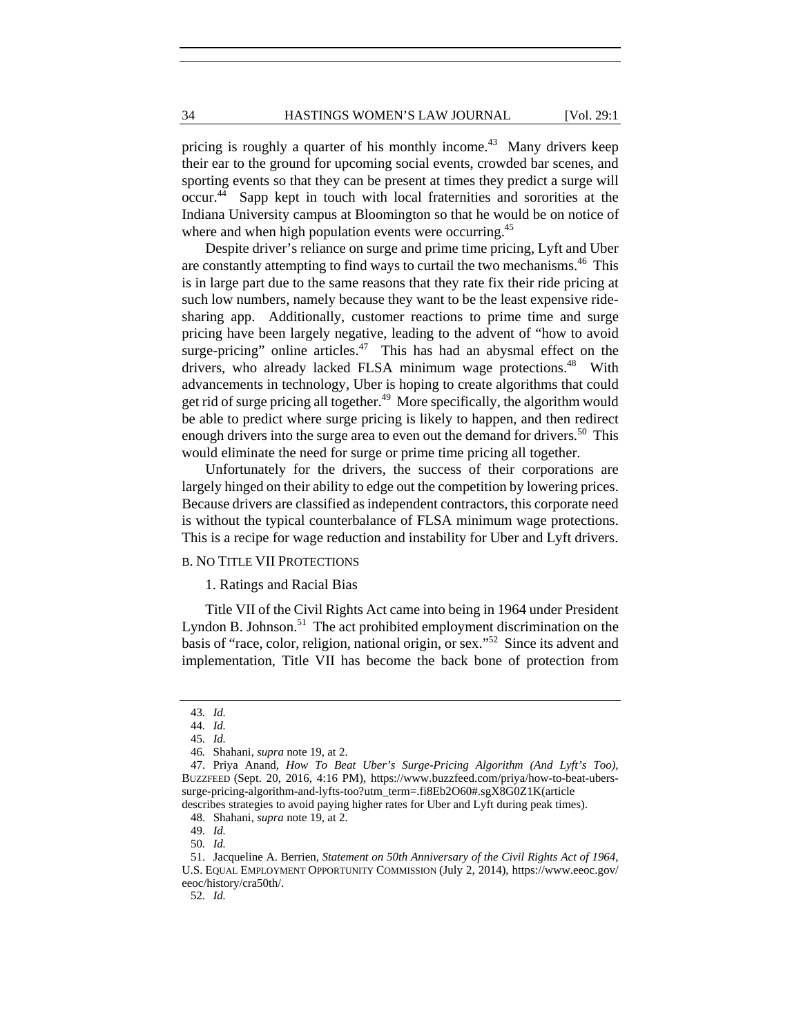pricing is roughly a quarter of his monthly income.[43] Many drivers keep their ear to the ground for upcoming social events, crowded bar scenes, and sporting events so that they can be present at times they predict a surge will occur.[44] Sapp kept in touch with local fraternities and sororities at the Indiana University campus at Bloomington so that he would be on notice of where and when high population events were occurring.[45]

Despite driver's reliance on surge and prime time pricing, Lyft and Uber are constantly attempting to find ways to curtail the two mechanisms.[46] This is in large part due to the same reasons that they rate fix their ride pricing at such low numbers, namely because they want to be the least expensive ride-sharing app. Additionally, customer reactions to prime time and surge pricing have been largely negative, leading to the advent of "how to avoid surge-pricing" online articles.[47] This has had an abysmal effect on the drivers, who already lacked FLSA minimum wage protections.[48] With advancements in technology, Uber is hoping to create algorithms that could get rid of surge pricing all together.[49] More specifically, the algorithm would be able to predict where surge pricing is likely to happen, and then redirect enough drivers into the surge area to even out the demand for drivers.[50] This would eliminate the need for surge or prime time pricing all together.

Unfortunately for the drivers, the success of their corporations are largely hinged on their ability to edge out the competition by lowering prices. Because drivers are classified as independent contractors, this corporate need is without the typical counterbalance of FLSA minimum wage protections. This is a recipe for wage reduction and instability for Uber and Lyft drivers.

### B. No Title VII Protections

#### 1. Ratings and Racial Bias

Title VII of the Civil Rights Act came into being in 1964 under President Lyndon B. Johnson.[51] The act prohibited employment discrimination on the basis of "race, color, religion, national origin, or sex."[52] Since its advent and implementation, Title VII has become the back bone of protection from

---

43. *Id.*

44. *Id.*

45. *Id.*

46. Shahani, *supra* note 19, at 2.

47. Priya Anand, *How To Beat Uber's Surge-Pricing Algorithm (And Lyft's Too)*, BUZZFEED (Sept. 20, 2016, 4:16 PM), https://www.buzzfeed.com/priya/how-to-beat-ubers-surge-pricing-algorithm-and-lyfts-too?utm_term=.fi8Eb2O60#.sgX8G0Z1K(article describes strategies to avoid paying higher rates for Uber and Lyft during peak times).

48. Shahani, *supra* note 19, at 2.

49. *Id.*

50. *Id.*

51. Jacqueline A. Berrien, *Statement on 50th Anniversary of the Civil Rights Act of 1964*, U.S. EQUAL EMPLOYMENT OPPORTUNITY COMMISSION (July 2, 2014), https://www.eeoc.gov/eeoc/history/cra50th/.

52. *Id.*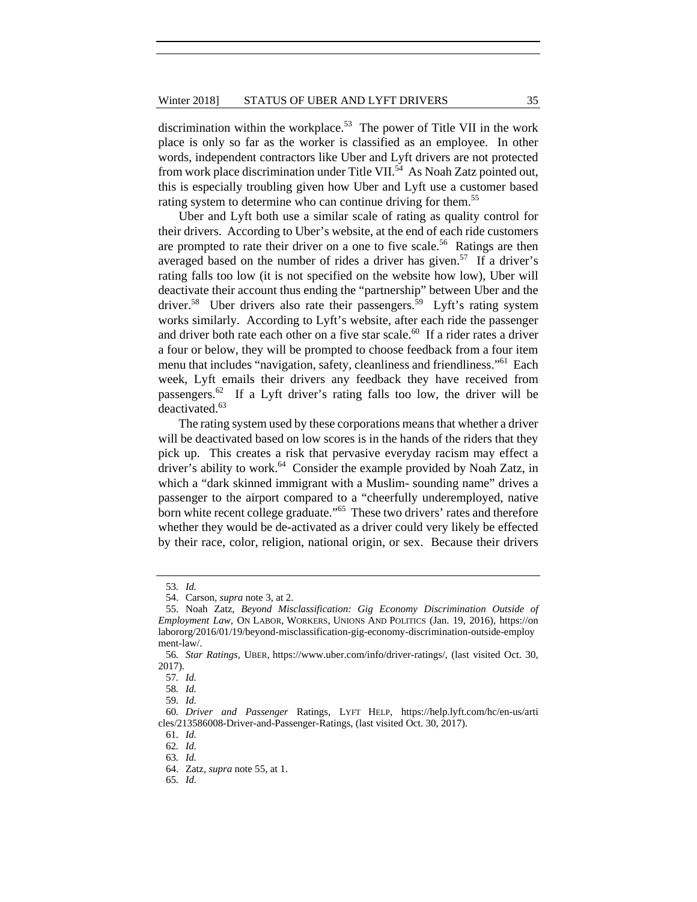discrimination within the workplace.[53] The power of Title VII in the work place is only so far as the worker is classified as an employee. In other words, independent contractors like Uber and Lyft drivers are not protected from work place discrimination under Title VII.[54] As Noah Zatz pointed out, this is especially troubling given how Uber and Lyft use a customer based rating system to determine who can continue driving for them.[55]

Uber and Lyft both use a similar scale of rating as quality control for their drivers. According to Uber's website, at the end of each ride customers are prompted to rate their driver on a one to five scale.[56] Ratings are then averaged based on the number of rides a driver has given.[57] If a driver's rating falls too low (it is not specified on the website how low), Uber will deactivate their account thus ending the "partnership" between Uber and the driver.[58] Uber drivers also rate their passengers.[59] Lyft's rating system works similarly. According to Lyft's website, after each ride the passenger and driver both rate each other on a five star scale.[60] If a rider rates a driver a four or below, they will be prompted to choose feedback from a four item menu that includes "navigation, safety, cleanliness and friendliness."[61] Each week, Lyft emails their drivers any feedback they have received from passengers.[62] If a Lyft driver's rating falls too low, the driver will be deactivated.[63]

The rating system used by these corporations means that whether a driver will be deactivated based on low scores is in the hands of the riders that they pick up. This creates a risk that pervasive everyday racism may effect a driver's ability to work.[64] Consider the example provided by Noah Zatz, in which a "dark skinned immigrant with a Muslim- sounding name" drives a passenger to the airport compared to a "cheerfully underemployed, native born white recent college graduate."[65] These two drivers' rates and therefore whether they would be de-activated as a driver could very likely be effected by their race, color, religion, national origin, or sex. Because their drivers

---

53. *Id.*

54. Carson, *supra* note 3, at 2.

55. Noah Zatz, *Beyond Misclassification: Gig Economy Discrimination Outside of Employment Law*, ON LABOR, WORKERS, UNIONS AND POLITICS (Jan. 19, 2016), https://onlabororg/2016/01/19/beyond-misclassification-gig-economy-discrimination-outside-employment-law/.

56. *Star Ratings*, UBER, https://www.uber.com/info/driver-ratings/, (last visited Oct. 30, 2017).

57. *Id.*

58. *Id.*

59. *Id.*

60. *Driver and Passenger* Ratings, LYFT HELP, https://help.lyft.com/hc/en-us/articles/213586008-Driver-and-Passenger-Ratings, (last visited Oct. 30, 2017).

61. *Id.*

62. *Id.*

63. *Id.*

64. Zatz, *supra* note 55, at 1.

65. *Id.*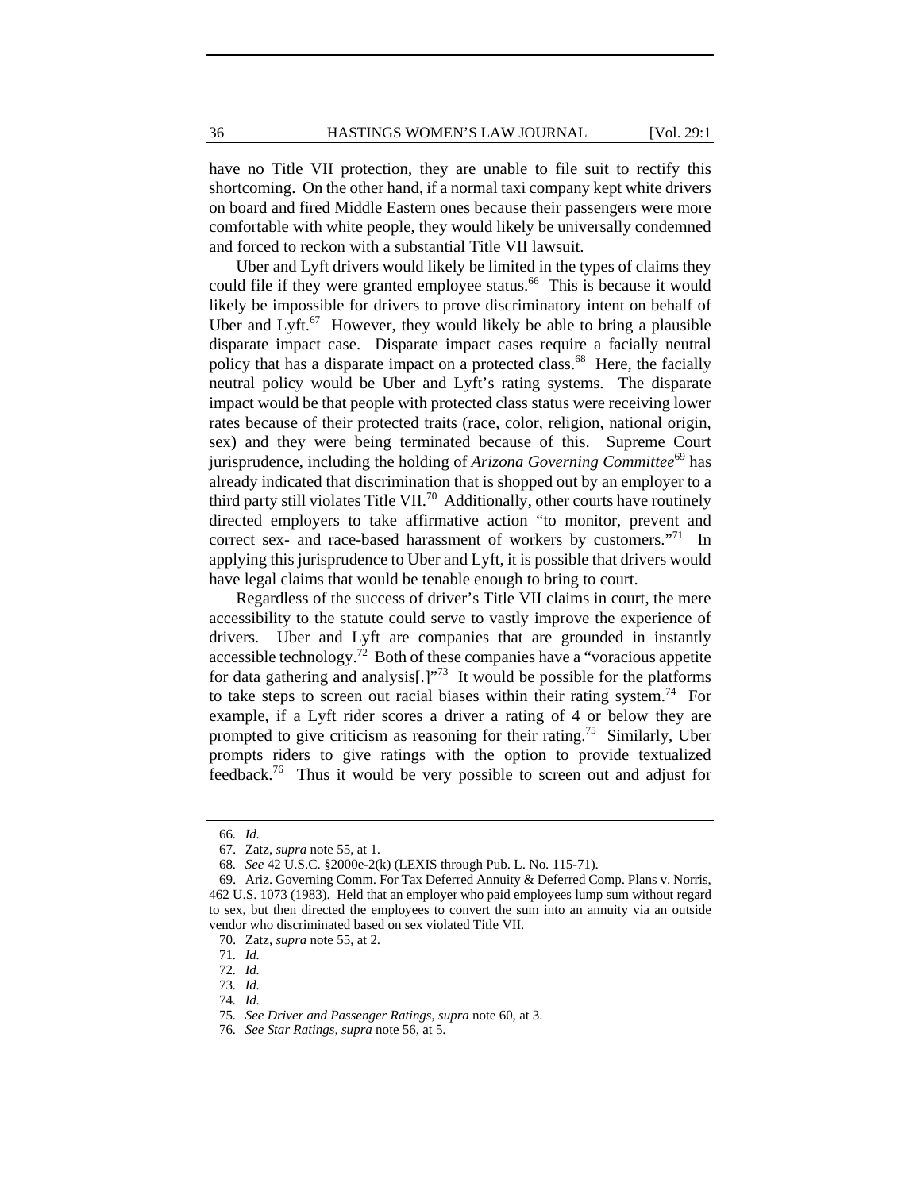have no Title VII protection, they are unable to file suit to rectify this shortcoming. On the other hand, if a normal taxi company kept white drivers on board and fired Middle Eastern ones because their passengers were more comfortable with white people, they would likely be universally condemned and forced to reckon with a substantial Title VII lawsuit.

Uber and Lyft drivers would likely be limited in the types of claims they could file if they were granted employee status.[66] This is because it would likely be impossible for drivers to prove discriminatory intent on behalf of Uber and Lyft.[67] However, they would likely be able to bring a plausible disparate impact case. Disparate impact cases require a facially neutral policy that has a disparate impact on a protected class.[68] Here, the facially neutral policy would be Uber and Lyft's rating systems. The disparate impact would be that people with protected class status were receiving lower rates because of their protected traits (race, color, religion, national origin, sex) and they were being terminated because of this. Supreme Court jurisprudence, including the holding of *Arizona Governing Committee*[69] has already indicated that discrimination that is shopped out by an employer to a third party still violates Title VII.[70] Additionally, other courts have routinely directed employers to take affirmative action "to monitor, prevent and correct sex- and race-based harassment of workers by customers."[71] In applying this jurisprudence to Uber and Lyft, it is possible that drivers would have legal claims that would be tenable enough to bring to court.

Regardless of the success of driver's Title VII claims in court, the mere accessibility to the statute could serve to vastly improve the experience of drivers. Uber and Lyft are companies that are grounded in instantly accessible technology.[72] Both of these companies have a "voracious appetite for data gathering and analysis[.]"[73] It would be possible for the platforms to take steps to screen out racial biases within their rating system.[74] For example, if a Lyft rider scores a driver a rating of 4 or below they are prompted to give criticism as reasoning for their rating.[75] Similarly, Uber prompts riders to give ratings with the option to provide textualized feedback.[76] Thus it would be very possible to screen out and adjust for

---

66. *Id.*

67. Zatz, *supra* note 55, at 1.

68. *See* 42 U.S.C. §2000e-2(k) (LEXIS through Pub. L. No. 115-71).

69. Ariz. Governing Comm. For Tax Deferred Annuity & Deferred Comp. Plans v. Norris, 462 U.S. 1073 (1983). Held that an employer who paid employees lump sum without regard to sex, but then directed the employees to convert the sum into an annuity via an outside vendor who discriminated based on sex violated Title VII.

70. Zatz, *supra* note 55, at 2.

71. *Id.*

72. *Id.*

73. *Id.*

74. *Id.*

75. *See Driver and Passenger Ratings*, *supra* note 60, at 3.

76. *See Star Ratings*, *supra* note 56, at 5.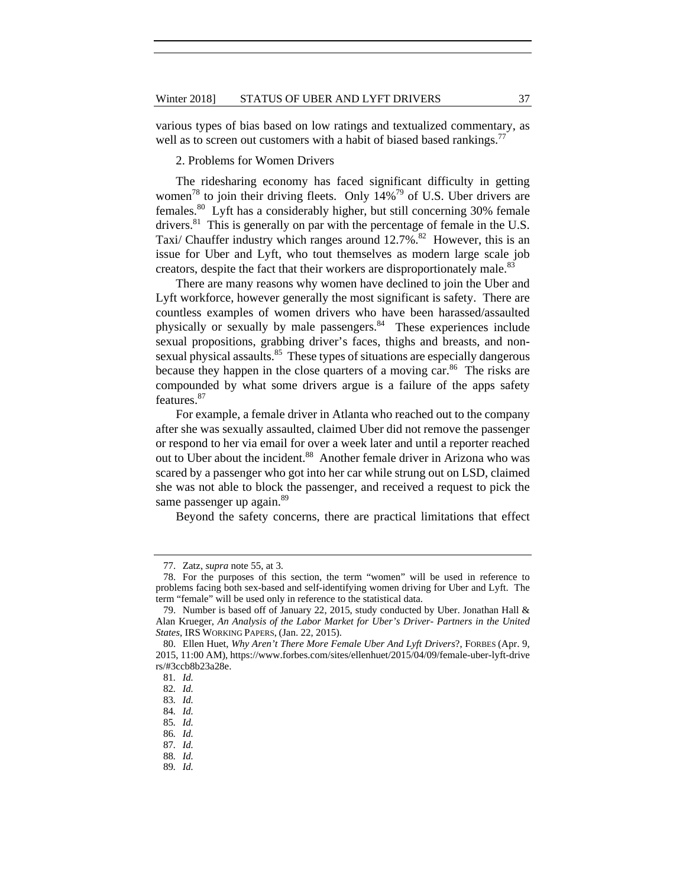various types of bias based on low ratings and textualized commentary, as well as to screen out customers with a habit of biased based rankings.[77]

2. Problems for Women Drivers

The ridesharing economy has faced significant difficulty in getting women[78] to join their driving fleets. Only 14%[79] of U.S. Uber drivers are females.[80] Lyft has a considerably higher, but still concerning 30% female drivers.[81] This is generally on par with the percentage of female in the U.S. Taxi/ Chauffer industry which ranges around 12.7%.[82] However, this is an issue for Uber and Lyft, who tout themselves as modern large scale job creators, despite the fact that their workers are disproportionately male.[83]

There are many reasons why women have declined to join the Uber and Lyft workforce, however generally the most significant is safety. There are countless examples of women drivers who have been harassed/assaulted physically or sexually by male passengers.[84] These experiences include sexual propositions, grabbing driver's faces, thighs and breasts, and non-sexual physical assaults.[85] These types of situations are especially dangerous because they happen in the close quarters of a moving car.[86] The risks are compounded by what some drivers argue is a failure of the apps safety features.[87]

For example, a female driver in Atlanta who reached out to the company after she was sexually assaulted, claimed Uber did not remove the passenger or respond to her via email for over a week later and until a reporter reached out to Uber about the incident.[88] Another female driver in Arizona who was scared by a passenger who got into her car while strung out on LSD, claimed she was not able to block the passenger, and received a request to pick the same passenger up again.[89]

Beyond the safety concerns, there are practical limitations that effect

---

77. Zatz, *supra* note 55, at 3.

78. For the purposes of this section, the term "women" will be used in reference to problems facing both sex-based and self-identifying women driving for Uber and Lyft. The term "female" will be used only in reference to the statistical data.

79. Number is based off of January 22, 2015, study conducted by Uber. Jonathan Hall & Alan Krueger, *An Analysis of the Labor Market for Uber's Driver- Partners in the United States*, IRS WORKING PAPERS, (Jan. 22, 2015).

80. Ellen Huet, *Why Aren't There More Female Uber And Lyft Drivers*?, FORBES (Apr. 9, 2015, 11:00 AM), https://www.forbes.com/sites/ellenhuet/2015/04/09/female-uber-lyft-drivers/#3ccb8b23a28e.

81. *Id.*

82. *Id.*

83. *Id.*

84. *Id.*

85. *Id.*

86. *Id.*

87. *Id.*

88. *Id.*

89. *Id.*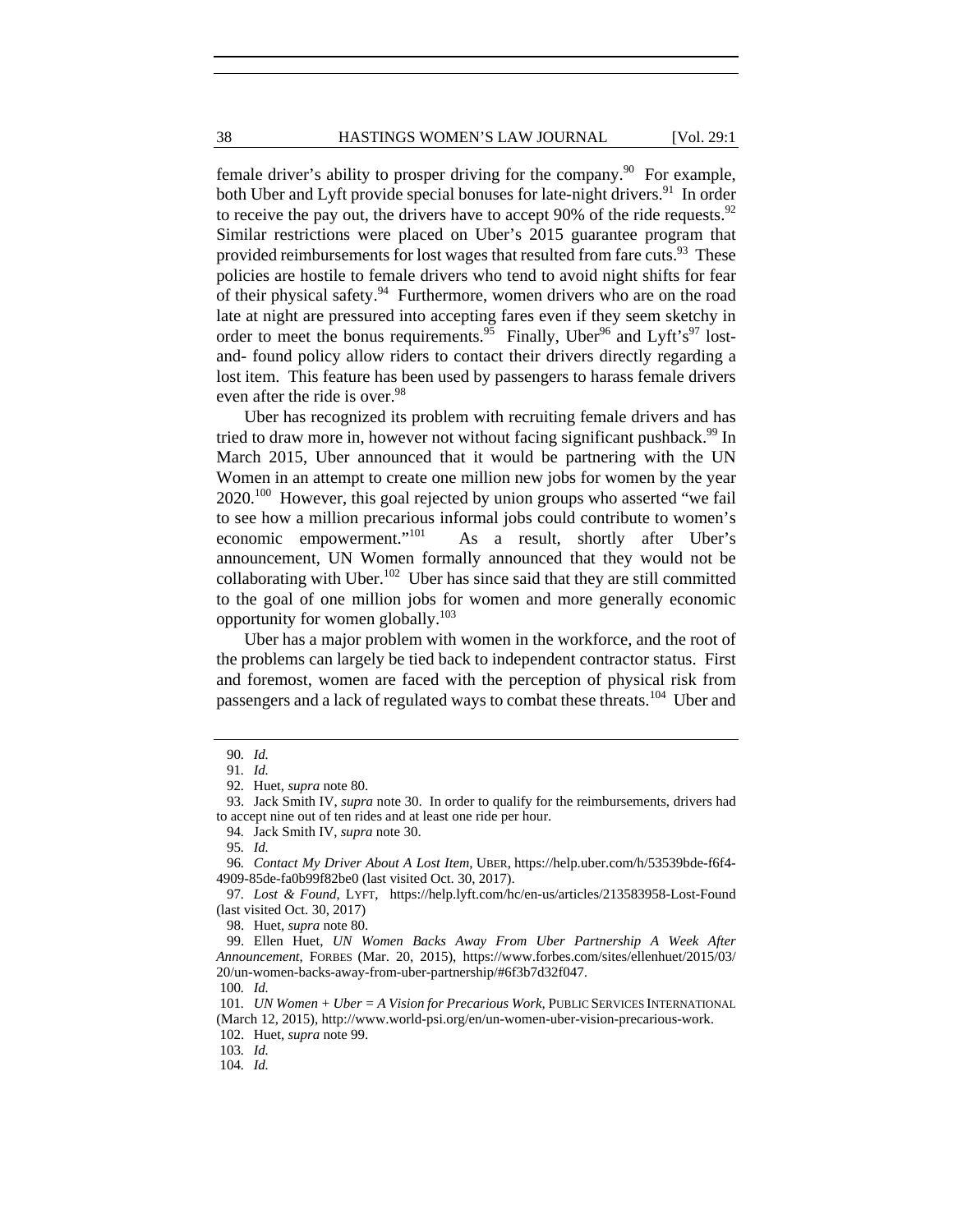female driver's ability to prosper driving for the company.[90] For example, both Uber and Lyft provide special bonuses for late-night drivers.[91] In order to receive the pay out, the drivers have to accept 90% of the ride requests.[92] Similar restrictions were placed on Uber's 2015 guarantee program that provided reimbursements for lost wages that resulted from fare cuts.[93] These policies are hostile to female drivers who tend to avoid night shifts for fear of their physical safety.[94] Furthermore, women drivers who are on the road late at night are pressured into accepting fares even if they seem sketchy in order to meet the bonus requirements.[95] Finally, Uber[96] and Lyft's[97] lost-and- found policy allow riders to contact their drivers directly regarding a lost item. This feature has been used by passengers to harass female drivers even after the ride is over.[98]

Uber has recognized its problem with recruiting female drivers and has tried to draw more in, however not without facing significant pushback.[99] In March 2015, Uber announced that it would be partnering with the UN Women in an attempt to create one million new jobs for women by the year 2020.[100] However, this goal rejected by union groups who asserted "we fail to see how a million precarious informal jobs could contribute to women's economic empowerment."[101] As a result, shortly after Uber's announcement, UN Women formally announced that they would not be collaborating with Uber.[102] Uber has since said that they are still committed to the goal of one million jobs for women and more generally economic opportunity for women globally.[103]

Uber has a major problem with women in the workforce, and the root of the problems can largely be tied back to independent contractor status. First and foremost, women are faced with the perception of physical risk from passengers and a lack of regulated ways to combat these threats.[104] Uber and

---

90. *Id.*

91. *Id.*

92. Huet, *supra* note 80.

93. Jack Smith IV, *supra* note 30. In order to qualify for the reimbursements, drivers had to accept nine out of ten rides and at least one ride per hour.

94. Jack Smith IV, *supra* note 30.

95. *Id.*

96. *Contact My Driver About A Lost Item*, UBER, https://help.uber.com/h/53539bde-f6f4-4909-85de-fa0b99f82be0 (last visited Oct. 30, 2017).

97. *Lost & Found*, LYFT, https://help.lyft.com/hc/en-us/articles/213583958-Lost-Found (last visited Oct. 30, 2017)

98. Huet, *supra* note 80.

99. Ellen Huet, *UN Women Backs Away From Uber Partnership A Week After Announcement*, FORBES (Mar. 20, 2015), https://www.forbes.com/sites/ellenhuet/2015/03/20/un-women-backs-away-from-uber-partnership/#6f3b7d32f047.

100. *Id.*

101. *UN Women + Uber = A Vision for Precarious Work*, PUBLIC SERVICES INTERNATIONAL (March 12, 2015), http://www.world-psi.org/en/un-women-uber-vision-precarious-work.

102. Huet, *supra* note 99.

103. *Id.*

104. *Id.*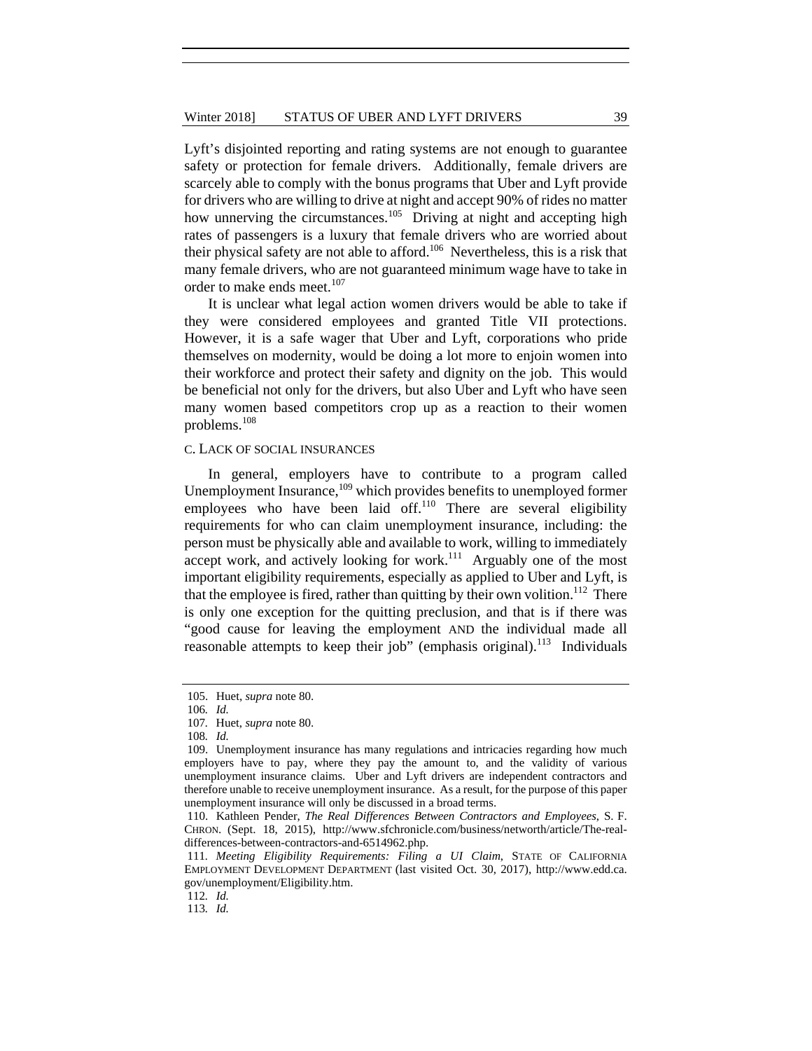Lyft's disjointed reporting and rating systems are not enough to guarantee safety or protection for female drivers. Additionally, female drivers are scarcely able to comply with the bonus programs that Uber and Lyft provide for drivers who are willing to drive at night and accept 90% of rides no matter how unnerving the circumstances.[105] Driving at night and accepting high rates of passengers is a luxury that female drivers who are worried about their physical safety are not able to afford.[106] Nevertheless, this is a risk that many female drivers, who are not guaranteed minimum wage have to take in order to make ends meet.[107]

It is unclear what legal action women drivers would be able to take if they were considered employees and granted Title VII protections. However, it is a safe wager that Uber and Lyft, corporations who pride themselves on modernity, would be doing a lot more to enjoin women into their workforce and protect their safety and dignity on the job. This would be beneficial not only for the drivers, but also Uber and Lyft who have seen many women based competitors crop up as a reaction to their women problems.[108]

### C. Lack of Social Insurances

In general, employers have to contribute to a program called Unemployment Insurance,[109] which provides benefits to unemployed former employees who have been laid off.[110] There are several eligibility requirements for who can claim unemployment insurance, including: the person must be physically able and available to work, willing to immediately accept work, and actively looking for work.[111] Arguably one of the most important eligibility requirements, especially as applied to Uber and Lyft, is that the employee is fired, rather than quitting by their own volition.[112] There is only one exception for the quitting preclusion, and that is if there was "good cause for leaving the employment AND the individual made all reasonable attempts to keep their job" (emphasis original).[113] Individuals

---

105. Huet, *supra* note 80.

106. *Id.*

107. Huet, *supra* note 80.

108. *Id.*

109. Unemployment insurance has many regulations and intricacies regarding how much employers have to pay, where they pay the amount to, and the validity of various unemployment insurance claims. Uber and Lyft drivers are independent contractors and therefore unable to receive unemployment insurance. As a result, for the purpose of this paper unemployment insurance will only be discussed in a broad terms.

110. Kathleen Pender, *The Real Differences Between Contractors and Employees*, S. F. CHRON. (Sept. 18, 2015), http://www.sfchronicle.com/business/networth/article/The-real-differences-between-contractors-and-6514962.php.

111. *Meeting Eligibility Requirements: Filing a UI Claim*, STATE OF CALIFORNIA EMPLOYMENT DEVELOPMENT DEPARTMENT (last visited Oct. 30, 2017), http://www.edd.ca.gov/unemployment/Eligibility.htm.

112. *Id.*

113. *Id.*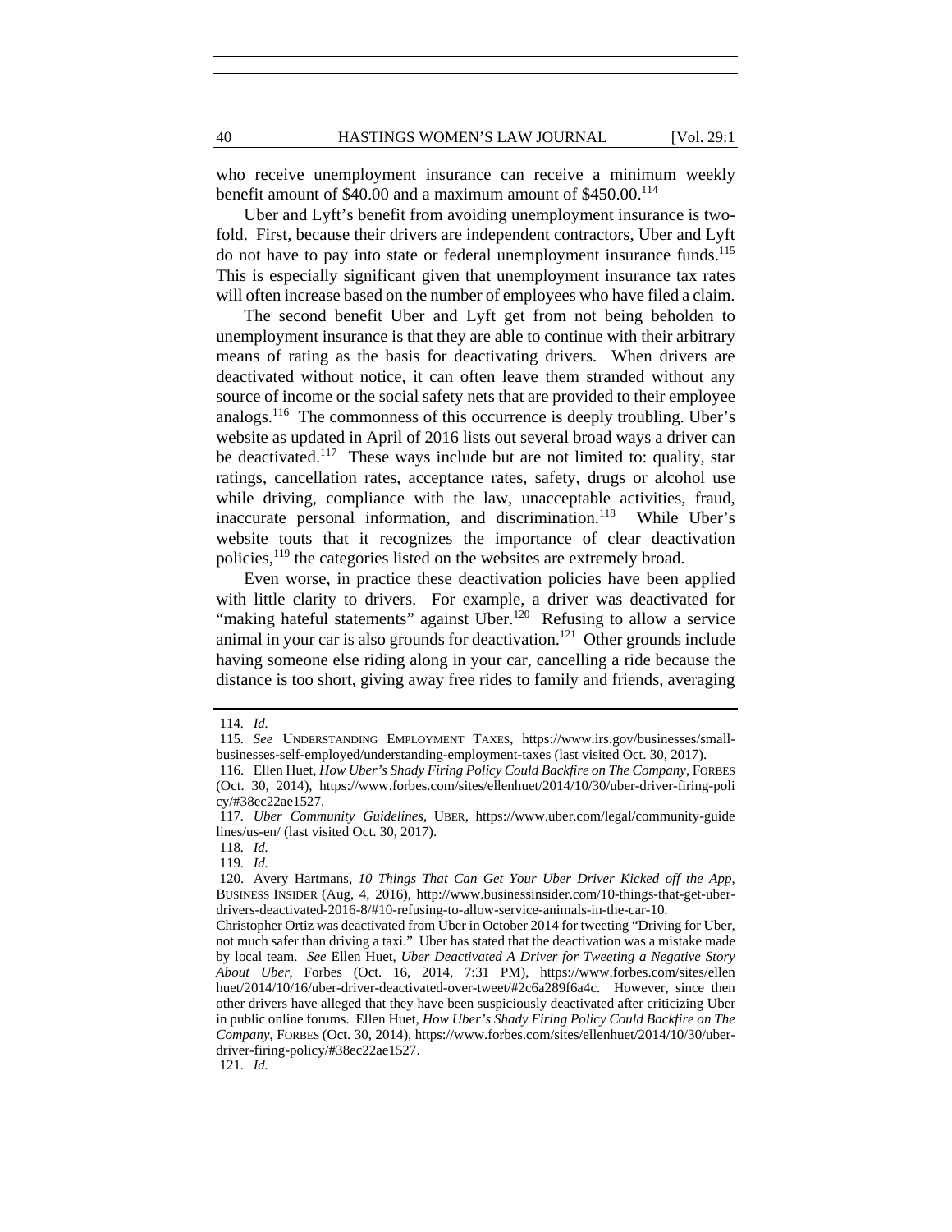who receive unemployment insurance can receive a minimum weekly benefit amount of $40.00 and a maximum amount of $450.00.[114]

Uber and Lyft's benefit from avoiding unemployment insurance is two-fold. First, because their drivers are independent contractors, Uber and Lyft do not have to pay into state or federal unemployment insurance funds.[115] This is especially significant given that unemployment insurance tax rates will often increase based on the number of employees who have filed a claim.

The second benefit Uber and Lyft get from not being beholden to unemployment insurance is that they are able to continue with their arbitrary means of rating as the basis for deactivating drivers. When drivers are deactivated without notice, it can often leave them stranded without any source of income or the social safety nets that are provided to their employee analogs.[116] The commonness of this occurrence is deeply troubling. Uber's website as updated in April of 2016 lists out several broad ways a driver can be deactivated.[117] These ways include but are not limited to: quality, star ratings, cancellation rates, acceptance rates, safety, drugs or alcohol use while driving, compliance with the law, unacceptable activities, fraud, inaccurate personal information, and discrimination.[118] While Uber's website touts that it recognizes the importance of clear deactivation policies,[119] the categories listed on the websites are extremely broad.

Even worse, in practice these deactivation policies have been applied with little clarity to drivers. For example, a driver was deactivated for "making hateful statements" against Uber.[120] Refusing to allow a service animal in your car is also grounds for deactivation.[121] Other grounds include having someone else riding along in your car, cancelling a ride because the distance is too short, giving away free rides to family and friends, averaging

---

114. *Id.*

115. *See* UNDERSTANDING EMPLOYMENT TAXES, https://www.irs.gov/businesses/small-businesses-self-employed/understanding-employment-taxes (last visited Oct. 30, 2017).

116. Ellen Huet, *How Uber's Shady Firing Policy Could Backfire on The Company*, FORBES (Oct. 30, 2014), https://www.forbes.com/sites/ellenhuet/2014/10/30/uber-driver-firing-policy/#38ec22ae1527.

117. *Uber Community Guidelines*, UBER, https://www.uber.com/legal/community-guidelines/us-en/ (last visited Oct. 30, 2017).

118. *Id.*

119. *Id.*

120. Avery Hartmans, *10 Things That Can Get Your Uber Driver Kicked off the App*, BUSINESS INSIDER (Aug, 4, 2016), http://www.businessinsider.com/10-things-that-get-uber-drivers-deactivated-2016-8/#10-refusing-to-allow-service-animals-in-the-car-10. Christopher Ortiz was deactivated from Uber in October 2014 for tweeting "Driving for Uber, not much safer than driving a taxi." Uber has stated that the deactivation was a mistake made by local team. *See* Ellen Huet, *Uber Deactivated A Driver for Tweeting a Negative Story About Uber*, Forbes (Oct. 16, 2014, 7:31 PM), https://www.forbes.com/sites/ellenhuet/2014/10/16/uber-driver-deactivated-over-tweet/#2c6a289f6a4c. However, since then other drivers have alleged that they have been suspiciously deactivated after criticizing Uber in public online forums. Ellen Huet, *How Uber's Shady Firing Policy Could Backfire on The Company*, FORBES (Oct. 30, 2014), https://www.forbes.com/sites/ellenhuet/2014/10/30/uber-driver-firing-policy/#38ec22ae1527.

121. *Id.*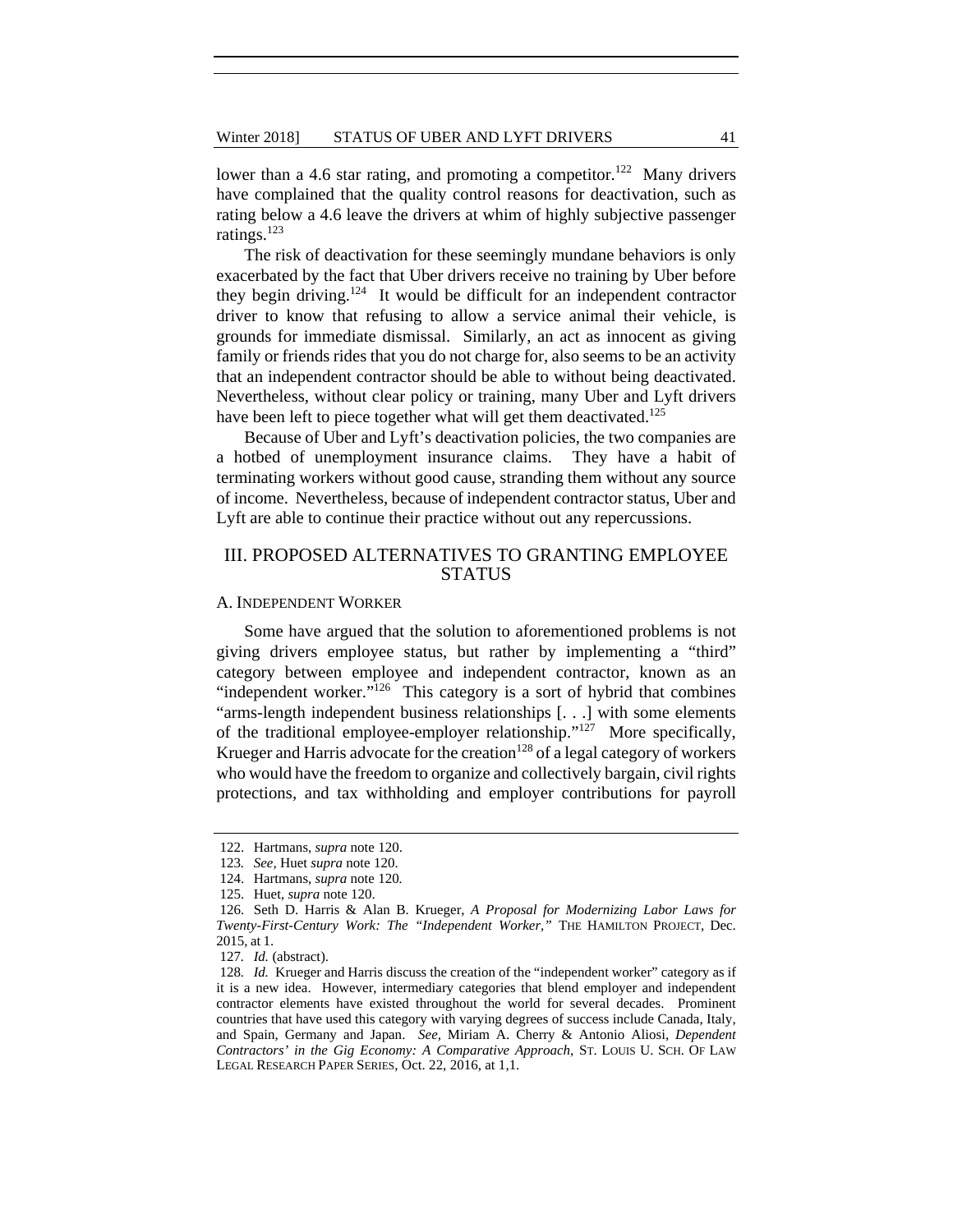lower than a 4.6 star rating, and promoting a competitor.[122] Many drivers have complained that the quality control reasons for deactivation, such as rating below a 4.6 leave the drivers at whim of highly subjective passenger ratings.[123]

The risk of deactivation for these seemingly mundane behaviors is only exacerbated by the fact that Uber drivers receive no training by Uber before they begin driving.[124] It would be difficult for an independent contractor driver to know that refusing to allow a service animal their vehicle, is grounds for immediate dismissal. Similarly, an act as innocent as giving family or friends rides that you do not charge for, also seems to be an activity that an independent contractor should be able to without being deactivated. Nevertheless, without clear policy or training, many Uber and Lyft drivers have been left to piece together what will get them deactivated.[125]

Because of Uber and Lyft's deactivation policies, the two companies are a hotbed of unemployment insurance claims. They have a habit of terminating workers without good cause, stranding them without any source of income. Nevertheless, because of independent contractor status, Uber and Lyft are able to continue their practice without out any repercussions.

## III. PROPOSED ALTERNATIVES TO GRANTING EMPLOYEE STATUS

### A. Independent Worker

Some have argued that the solution to aforementioned problems is not giving drivers employee status, but rather by implementing a "third" category between employee and independent contractor, known as an "independent worker."[126] This category is a sort of hybrid that combines "arms-length independent business relationships [. . .] with some elements of the traditional employee-employer relationship."[127] More specifically, Krueger and Harris advocate for the creation[128] of a legal category of workers who would have the freedom to organize and collectively bargain, civil rights protections, and tax withholding and employer contributions for payroll

---

122. Hartmans, *supra* note 120.

123. *See,* Huet *supra* note 120.

124. Hartmans, *supra* note 120.

125. Huet, *supra* note 120.

126. Seth D. Harris & Alan B. Krueger, *A Proposal for Modernizing Labor Laws for Twenty-First-Century Work: The "Independent Worker,"* THE HAMILTON PROJECT, Dec. 2015, at 1.

127. *Id.* (abstract).

128. *Id.* Krueger and Harris discuss the creation of the "independent worker" category as if it is a new idea. However, intermediary categories that blend employer and independent contractor elements have existed throughout the world for several decades. Prominent countries that have used this category with varying degrees of success include Canada, Italy, and Spain, Germany and Japan. *See,* Miriam A. Cherry & Antonio Aliosi, *Dependent Contractors' in the Gig Economy: A Comparative Approach*, ST. LOUIS U. SCH. OF LAW LEGAL RESEARCH PAPER SERIES, Oct. 22, 2016, at 1,1.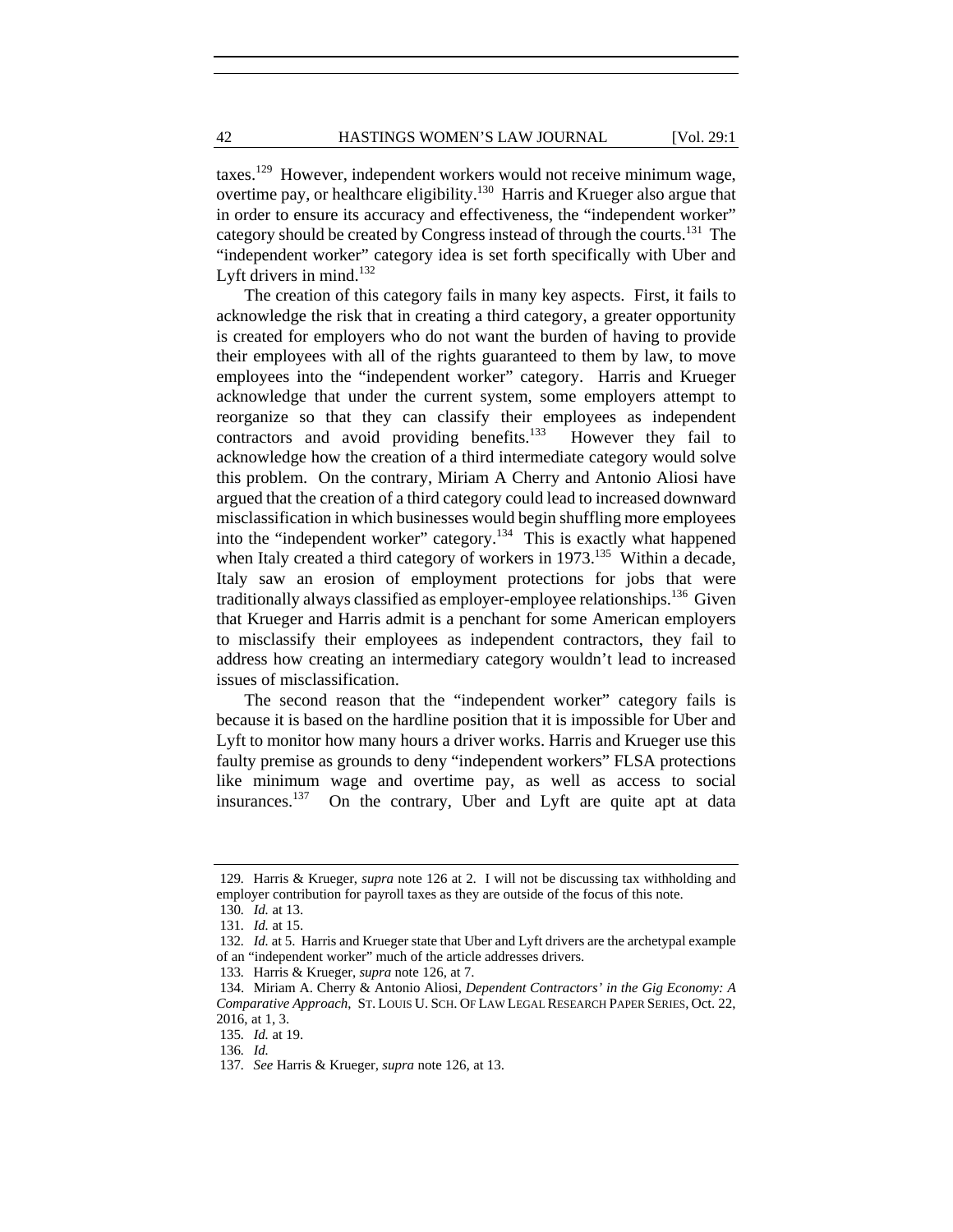taxes.[129] However, independent workers would not receive minimum wage, overtime pay, or healthcare eligibility.[130] Harris and Krueger also argue that in order to ensure its accuracy and effectiveness, the "independent worker" category should be created by Congress instead of through the courts.[131] The "independent worker" category idea is set forth specifically with Uber and Lyft drivers in mind.[132]

The creation of this category fails in many key aspects. First, it fails to acknowledge the risk that in creating a third category, a greater opportunity is created for employers who do not want the burden of having to provide their employees with all of the rights guaranteed to them by law, to move employees into the "independent worker" category. Harris and Krueger acknowledge that under the current system, some employers attempt to reorganize so that they can classify their employees as independent contractors and avoid providing benefits.[133] However they fail to acknowledge how the creation of a third intermediate category would solve this problem. On the contrary, Miriam A Cherry and Antonio Aliosi have argued that the creation of a third category could lead to increased downward misclassification in which businesses would begin shuffling more employees into the "independent worker" category.[134] This is exactly what happened when Italy created a third category of workers in 1973.[135] Within a decade, Italy saw an erosion of employment protections for jobs that were traditionally always classified as employer-employee relationships.[136] Given that Krueger and Harris admit is a penchant for some American employers to misclassify their employees as independent contractors, they fail to address how creating an intermediary category wouldn't lead to increased issues of misclassification.

The second reason that the "independent worker" category fails is because it is based on the hardline position that it is impossible for Uber and Lyft to monitor how many hours a driver works. Harris and Krueger use this faulty premise as grounds to deny "independent workers" FLSA protections like minimum wage and overtime pay, as well as access to social insurances.[137] On the contrary, Uber and Lyft are quite apt at data

---

129. Harris & Krueger, *supra* note 126 at 2. I will not be discussing tax withholding and employer contribution for payroll taxes as they are outside of the focus of this note.

130. *Id.* at 13.

131. *Id.* at 15.

132. *Id.* at 5. Harris and Krueger state that Uber and Lyft drivers are the archetypal example of an "independent worker" much of the article addresses drivers.

133. Harris & Krueger, *supra* note 126, at 7.

134. Miriam A. Cherry & Antonio Aliosi, *Dependent Contractors' in the Gig Economy: A Comparative Approach*, ST. LOUIS U. SCH. OF LAW LEGAL RESEARCH PAPER SERIES, Oct. 22, 2016, at 1, 3.

135. *Id.* at 19.

136. *Id.*

137. *See* Harris & Krueger, *supra* note 126, at 13.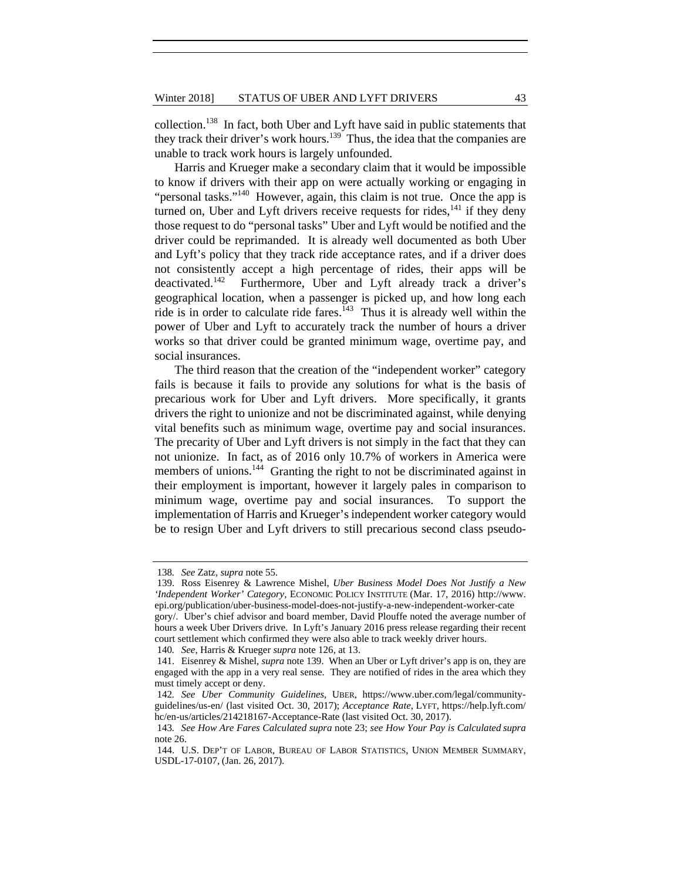collection.[138] In fact, both Uber and Lyft have said in public statements that they track their driver's work hours.[139] Thus, the idea that the companies are unable to track work hours is largely unfounded.

Harris and Krueger make a secondary claim that it would be impossible to know if drivers with their app on were actually working or engaging in "personal tasks."[140] However, again, this claim is not true. Once the app is turned on, Uber and Lyft drivers receive requests for rides,[141] if they deny those request to do "personal tasks" Uber and Lyft would be notified and the driver could be reprimanded. It is already well documented as both Uber and Lyft's policy that they track ride acceptance rates, and if a driver does not consistently accept a high percentage of rides, their apps will be deactivated.[142] Furthermore, Uber and Lyft already track a driver's geographical location, when a passenger is picked up, and how long each ride is in order to calculate ride fares.[143] Thus it is already well within the power of Uber and Lyft to accurately track the number of hours a driver works so that driver could be granted minimum wage, overtime pay, and social insurances.

The third reason that the creation of the "independent worker" category fails is because it fails to provide any solutions for what is the basis of precarious work for Uber and Lyft drivers. More specifically, it grants drivers the right to unionize and not be discriminated against, while denying vital benefits such as minimum wage, overtime pay and social insurances. The precarity of Uber and Lyft drivers is not simply in the fact that they can not unionize. In fact, as of 2016 only 10.7% of workers in America were members of unions.[144] Granting the right to not be discriminated against in their employment is important, however it largely pales in comparison to minimum wage, overtime pay and social insurances. To support the implementation of Harris and Krueger's independent worker category would be to resign Uber and Lyft drivers to still precarious second class pseudo-

---

138. *See* Zatz, *supra* note 55.

139. Ross Eisenrey & Lawrence Mishel, *Uber Business Model Does Not Justify a New 'Independent Worker' Category*, ECONOMIC POLICY INSTITUTE (Mar. 17, 2016) http://www.epi.org/publication/uber-business-model-does-not-justify-a-new-independent-worker-category/. Uber's chief advisor and board member, David Plouffe noted the average number of hours a week Uber Drivers drive. In Lyft's January 2016 press release regarding their recent court settlement which confirmed they were also able to track weekly driver hours.

140. *See*, Harris & Krueger *supra* note 126, at 13.

141. Eisenrey & Mishel, *supra* note 139. When an Uber or Lyft driver's app is on, they are engaged with the app in a very real sense. They are notified of rides in the area which they must timely accept or deny.

142. *See Uber Community Guidelines*, UBER, https://www.uber.com/legal/community-guidelines/us-en/ (last visited Oct. 30, 2017); *Acceptance Rate*, LYFT, https://help.lyft.com/hc/en-us/articles/214218167-Acceptance-Rate (last visited Oct. 30, 2017).

143. *See How Are Fares Calculated supra* note 23; *see How Your Pay is Calculated supra* note 26.

144. U.S. DEP'T OF LABOR, BUREAU OF LABOR STATISTICS, UNION MEMBER SUMMARY, USDL-17-0107, (Jan. 26, 2017).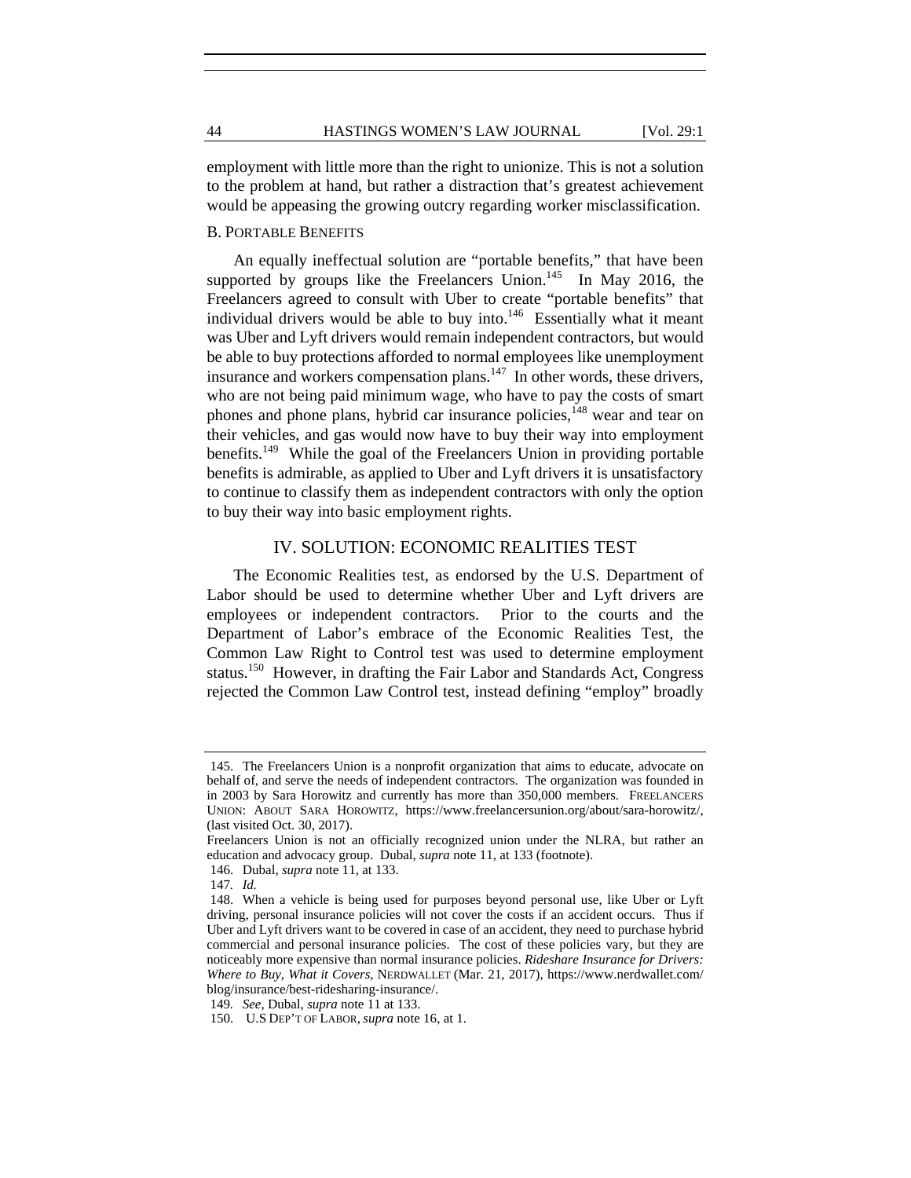employment with little more than the right to unionize. This is not a solution to the problem at hand, but rather a distraction that's greatest achievement would be appeasing the growing outcry regarding worker misclassification.

### B. PORTABLE BENEFITS

An equally ineffectual solution are "portable benefits," that have been supported by groups like the Freelancers Union.[145] In May 2016, the Freelancers agreed to consult with Uber to create "portable benefits" that individual drivers would be able to buy into.[146] Essentially what it meant was Uber and Lyft drivers would remain independent contractors, but would be able to buy protections afforded to normal employees like unemployment insurance and workers compensation plans.[147] In other words, these drivers, who are not being paid minimum wage, who have to pay the costs of smart phones and phone plans, hybrid car insurance policies,[148] wear and tear on their vehicles, and gas would now have to buy their way into employment benefits.[149] While the goal of the Freelancers Union in providing portable benefits is admirable, as applied to Uber and Lyft drivers it is unsatisfactory to continue to classify them as independent contractors with only the option to buy their way into basic employment rights.

## IV. SOLUTION: ECONOMIC REALITIES TEST

The Economic Realities test, as endorsed by the U.S. Department of Labor should be used to determine whether Uber and Lyft drivers are employees or independent contractors. Prior to the courts and the Department of Labor's embrace of the Economic Realities Test, the Common Law Right to Control test was used to determine employment status.[150] However, in drafting the Fair Labor and Standards Act, Congress rejected the Common Law Control test, instead defining "employ" broadly

---

145. The Freelancers Union is a nonprofit organization that aims to educate, advocate on behalf of, and serve the needs of independent contractors. The organization was founded in in 2003 by Sara Horowitz and currently has more than 350,000 members. FREELANCERS UNION: ABOUT SARA HOROWITZ, https://www.freelancersunion.org/about/sara-horowitz/, (last visited Oct. 30, 2017).

Freelancers Union is not an officially recognized union under the NLRA, but rather an education and advocacy group. Dubal, *supra* note 11, at 133 (footnote).

146. Dubal, *supra* note 11, at 133.

147. *Id.*

148. When a vehicle is being used for purposes beyond personal use, like Uber or Lyft driving, personal insurance policies will not cover the costs if an accident occurs. Thus if Uber and Lyft drivers want to be covered in case of an accident, they need to purchase hybrid commercial and personal insurance policies. The cost of these policies vary, but they are noticeably more expensive than normal insurance policies. *Rideshare Insurance for Drivers: Where to Buy, What it Covers*, NERDWALLET (Mar. 21, 2017), https://www.nerdwallet.com/blog/insurance/best-ridesharing-insurance/.

149. *See,* Dubal, *supra* note 11 at 133.

150. U.S DEP'T OF LABOR, *supra* note 16, at 1.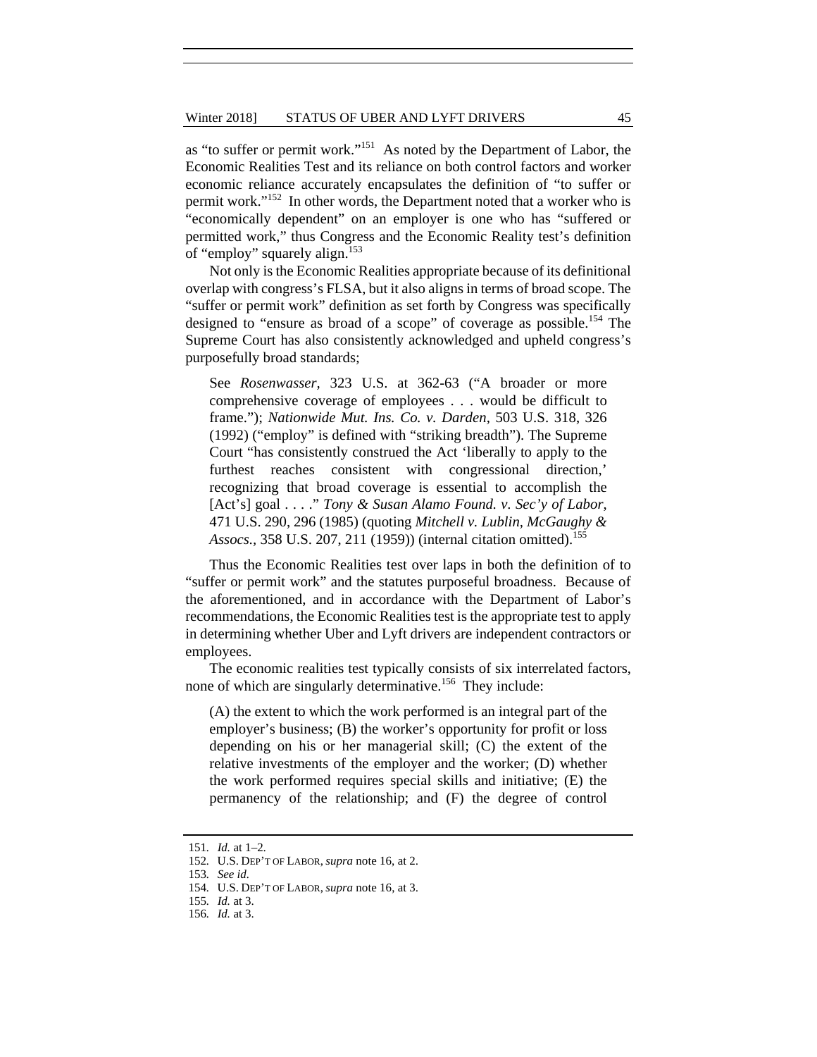as "to suffer or permit work."[151] As noted by the Department of Labor, the Economic Realities Test and its reliance on both control factors and worker economic reliance accurately encapsulates the definition of "to suffer or permit work."[152] In other words, the Department noted that a worker who is "economically dependent" on an employer is one who has "suffered or permitted work," thus Congress and the Economic Reality test's definition of "employ" squarely align.[153]

Not only is the Economic Realities appropriate because of its definitional overlap with congress's FLSA, but it also aligns in terms of broad scope. The "suffer or permit work" definition as set forth by Congress was specifically designed to "ensure as broad of a scope" of coverage as possible.[154] The Supreme Court has also consistently acknowledged and upheld congress's purposefully broad standards;

> See *Rosenwasser,* 323 U.S. at 362-63 ("A broader or more comprehensive coverage of employees . . . would be difficult to frame."); *Nationwide Mut. Ins. Co. v. Darden,* 503 U.S. 318, 326 (1992) ("employ" is defined with "striking breadth"). The Supreme Court "has consistently construed the Act 'liberally to apply to the furthest reaches consistent with congressional direction,' recognizing that broad coverage is essential to accomplish the [Act's] goal . . . ." *Tony & Susan Alamo Found. v. Sec'y of Labor*, 471 U.S. 290, 296 (1985) (quoting *Mitchell v. Lublin, McGaughy & Assocs.,* 358 U.S. 207, 211 (1959)) (internal citation omitted).[155]

Thus the Economic Realities test over laps in both the definition of to "suffer or permit work" and the statutes purposeful broadness. Because of the aforementioned, and in accordance with the Department of Labor's recommendations, the Economic Realities test is the appropriate test to apply in determining whether Uber and Lyft drivers are independent contractors or employees.

The economic realities test typically consists of six interrelated factors, none of which are singularly determinative.[156] They include:

> (A) the extent to which the work performed is an integral part of the employer's business; (B) the worker's opportunity for profit or loss depending on his or her managerial skill; (C) the extent of the relative investments of the employer and the worker; (D) whether the work performed requires special skills and initiative; (E) the permanency of the relationship; and (F) the degree of control

151. *Id.* at 1–2.
152. U.S. DEP'T OF LABOR, *supra* note 16, at 2.
153. *See id.*
154. U.S. DEP'T OF LABOR, *supra* note 16, at 3.
155. *Id.* at 3.
156. *Id.* at 3.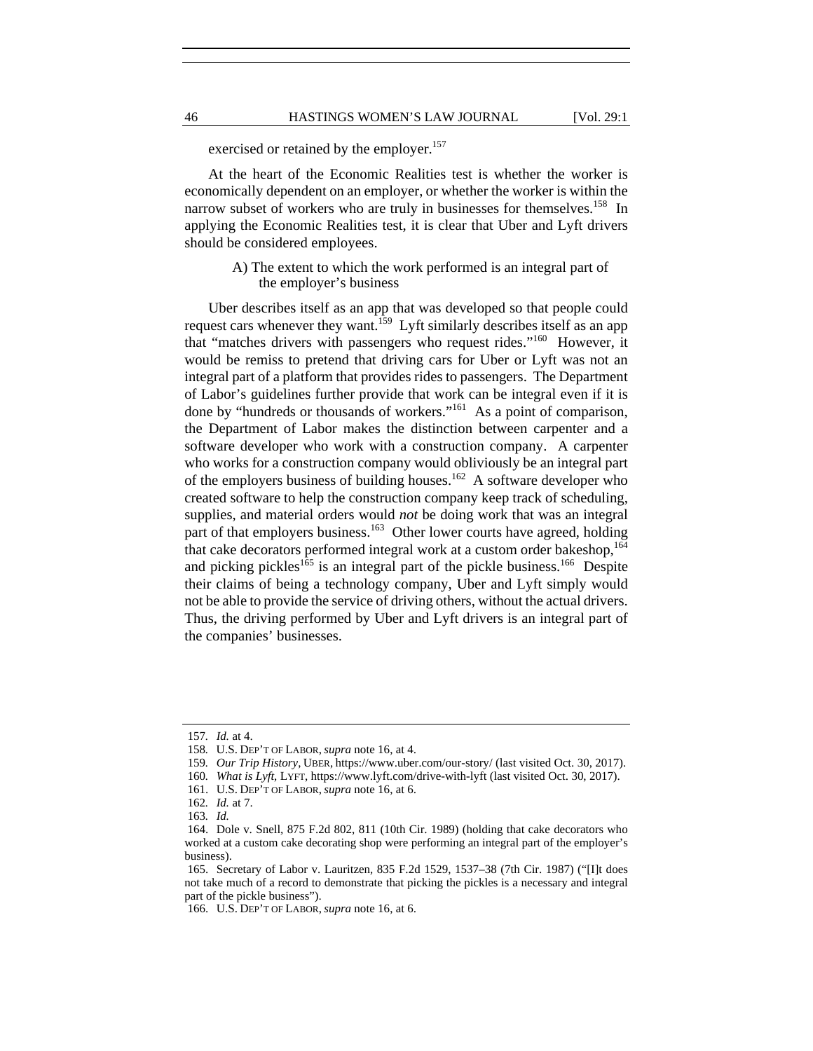exercised or retained by the employer.[157]

At the heart of the Economic Realities test is whether the worker is economically dependent on an employer, or whether the worker is within the narrow subset of workers who are truly in businesses for themselves.[158] In applying the Economic Realities test, it is clear that Uber and Lyft drivers should be considered employees.

A) The extent to which the work performed is an integral part of the employer's business

Uber describes itself as an app that was developed so that people could request cars whenever they want.[159] Lyft similarly describes itself as an app that "matches drivers with passengers who request rides."[160] However, it would be remiss to pretend that driving cars for Uber or Lyft was not an integral part of a platform that provides rides to passengers. The Department of Labor's guidelines further provide that work can be integral even if it is done by "hundreds or thousands of workers."[161] As a point of comparison, the Department of Labor makes the distinction between carpenter and a software developer who work with a construction company. A carpenter who works for a construction company would obliviously be an integral part of the employers business of building houses.[162] A software developer who created software to help the construction company keep track of scheduling, supplies, and material orders would *not* be doing work that was an integral part of that employers business.[163] Other lower courts have agreed, holding that cake decorators performed integral work at a custom order bakeshop,[164] and picking pickles[165] is an integral part of the pickle business.[166] Despite their claims of being a technology company, Uber and Lyft simply would not be able to provide the service of driving others, without the actual drivers. Thus, the driving performed by Uber and Lyft drivers is an integral part of the companies' businesses.

---

157. *Id.* at 4.

158. U.S. DEP'T OF LABOR, *supra* note 16, at 4.

159. *Our Trip History*, UBER, https://www.uber.com/our-story/ (last visited Oct. 30, 2017).

160. *What is Lyft*, LYFT, https://www.lyft.com/drive-with-lyft (last visited Oct. 30, 2017).

161. U.S. DEP'T OF LABOR, *supra* note 16, at 6.

162. *Id.* at 7.

163. *Id.*

164. Dole v. Snell, 875 F.2d 802, 811 (10th Cir. 1989) (holding that cake decorators who worked at a custom cake decorating shop were performing an integral part of the employer's business).

165. Secretary of Labor v. Lauritzen, 835 F.2d 1529, 1537–38 (7th Cir. 1987) ("[I]t does not take much of a record to demonstrate that picking the pickles is a necessary and integral part of the pickle business").

166. U.S. DEP'T OF LABOR, *supra* note 16, at 6.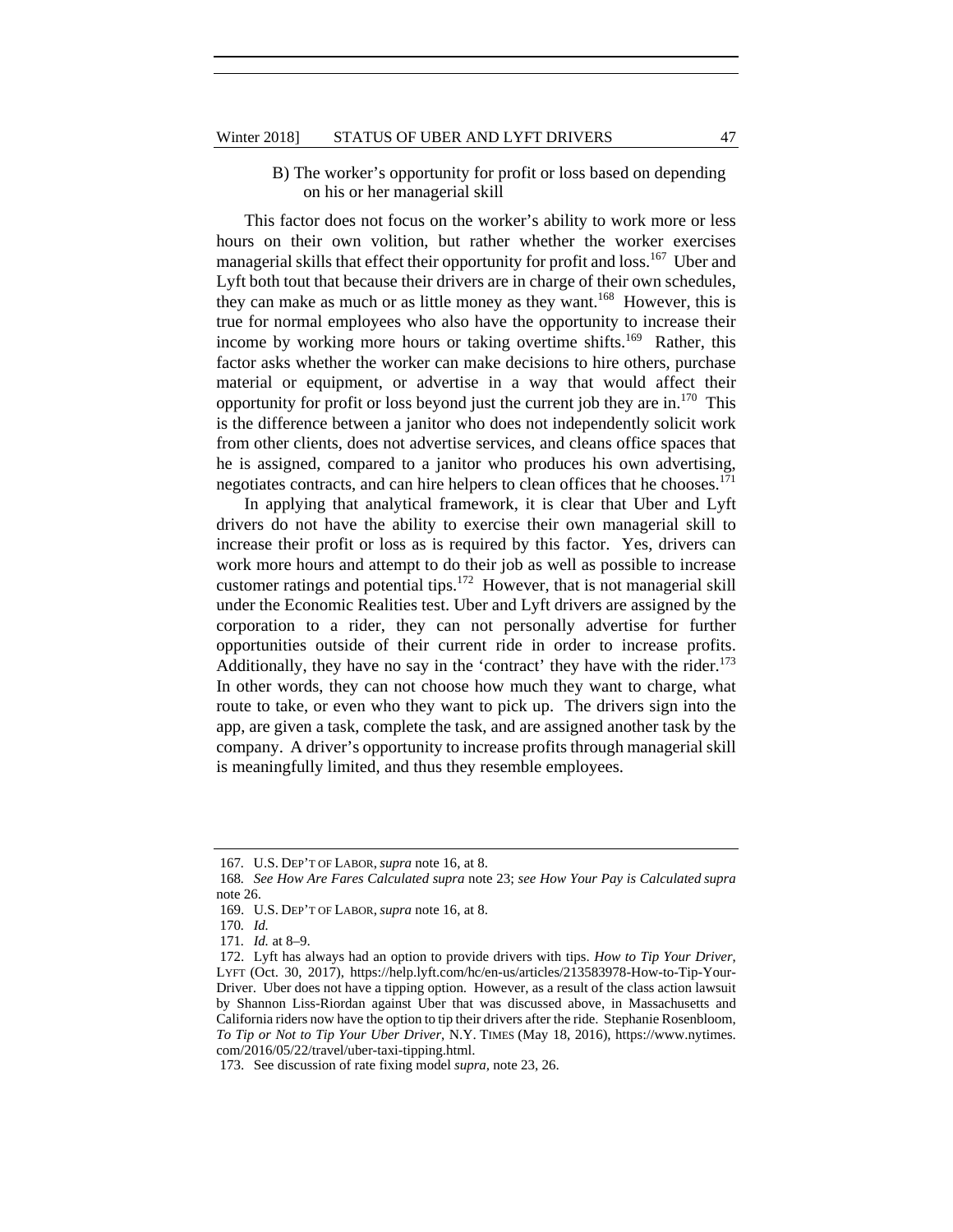### B) The worker's opportunity for profit or loss based on depending on his or her managerial skill

This factor does not focus on the worker's ability to work more or less hours on their own volition, but rather whether the worker exercises managerial skills that effect their opportunity for profit and loss.[167] Uber and Lyft both tout that because their drivers are in charge of their own schedules, they can make as much or as little money as they want.[168] However, this is true for normal employees who also have the opportunity to increase their income by working more hours or taking overtime shifts.[169] Rather, this factor asks whether the worker can make decisions to hire others, purchase material or equipment, or advertise in a way that would affect their opportunity for profit or loss beyond just the current job they are in.[170] This is the difference between a janitor who does not independently solicit work from other clients, does not advertise services, and cleans office spaces that he is assigned, compared to a janitor who produces his own advertising, negotiates contracts, and can hire helpers to clean offices that he chooses.[171]

In applying that analytical framework, it is clear that Uber and Lyft drivers do not have the ability to exercise their own managerial skill to increase their profit or loss as is required by this factor. Yes, drivers can work more hours and attempt to do their job as well as possible to increase customer ratings and potential tips.[172] However, that is not managerial skill under the Economic Realities test. Uber and Lyft drivers are assigned by the corporation to a rider, they can not personally advertise for further opportunities outside of their current ride in order to increase profits. Additionally, they have no say in the 'contract' they have with the rider.[173] In other words, they can not choose how much they want to charge, what route to take, or even who they want to pick up. The drivers sign into the app, are given a task, complete the task, and are assigned another task by the company. A driver's opportunity to increase profits through managerial skill is meaningfully limited, and thus they resemble employees.

---

167. U.S. DEP'T OF LABOR, *supra* note 16, at 8.

168. *See How Are Fares Calculated supra* note 23; *see How Your Pay is Calculated supra* note 26.

169. U.S. DEP'T OF LABOR, *supra* note 16, at 8.

170. *Id.*

171. *Id.* at 8–9.

172. Lyft has always had an option to provide drivers with tips. *How to Tip Your Driver*, LYFT (Oct. 30, 2017), https://help.lyft.com/hc/en-us/articles/213583978-How-to-Tip-Your-Driver. Uber does not have a tipping option. However, as a result of the class action lawsuit by Shannon Liss-Riordan against Uber that was discussed above, in Massachusetts and California riders now have the option to tip their drivers after the ride. Stephanie Rosenbloom, *To Tip or Not to Tip Your Uber Driver*, N.Y. TIMES (May 18, 2016), https://www.nytimes.com/2016/05/22/travel/uber-taxi-tipping.html.

173. See discussion of rate fixing model *supra*, note 23, 26.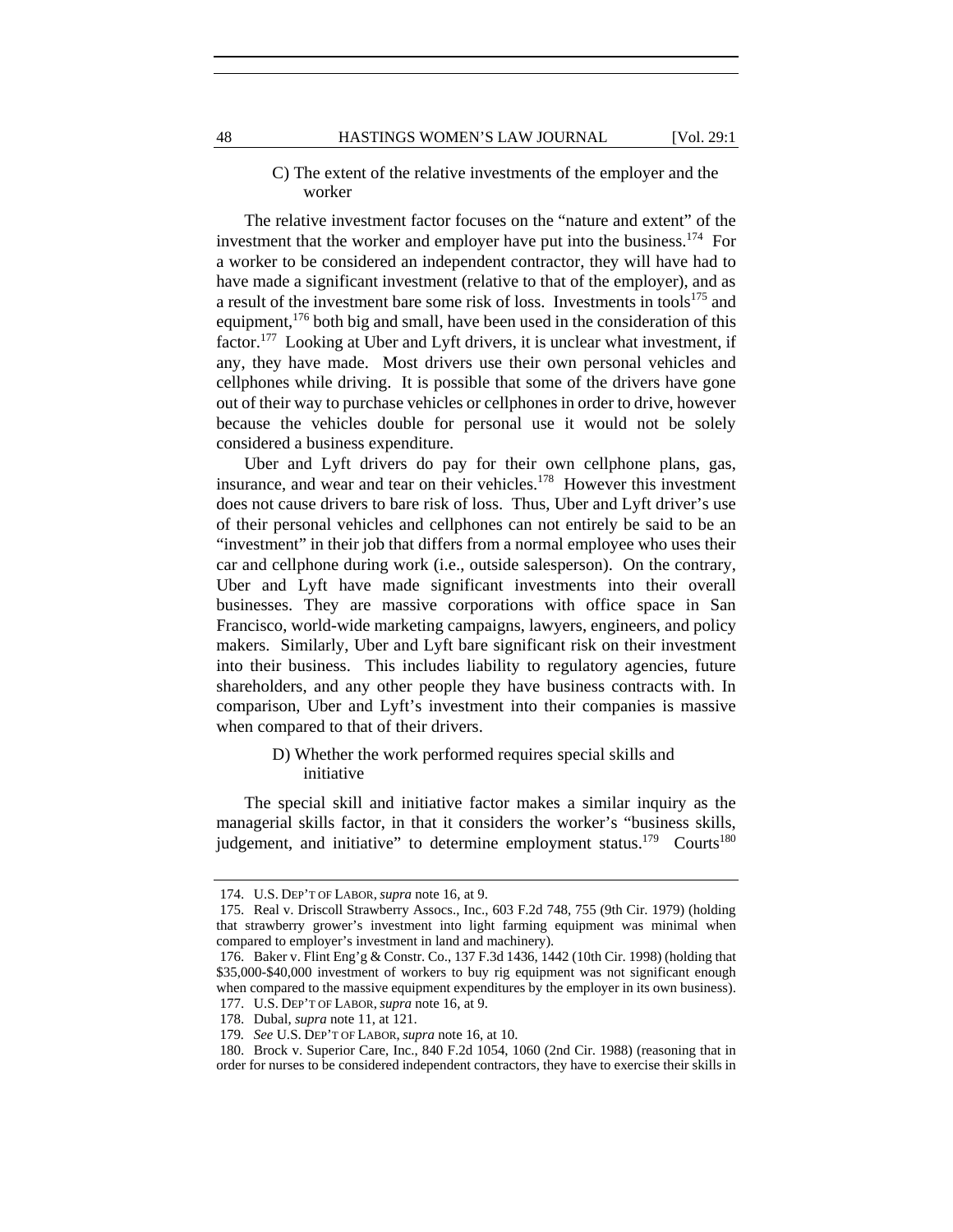C) The extent of the relative investments of the employer and the worker

The relative investment factor focuses on the "nature and extent" of the investment that the worker and employer have put into the business.[174] For a worker to be considered an independent contractor, they will have had to have made a significant investment (relative to that of the employer), and as a result of the investment bare some risk of loss. Investments in tools[175] and equipment,[176] both big and small, have been used in the consideration of this factor.[177] Looking at Uber and Lyft drivers, it is unclear what investment, if any, they have made. Most drivers use their own personal vehicles and cellphones while driving. It is possible that some of the drivers have gone out of their way to purchase vehicles or cellphones in order to drive, however because the vehicles double for personal use it would not be solely considered a business expenditure.

Uber and Lyft drivers do pay for their own cellphone plans, gas, insurance, and wear and tear on their vehicles.[178] However this investment does not cause drivers to bare risk of loss. Thus, Uber and Lyft driver's use of their personal vehicles and cellphones can not entirely be said to be an "investment" in their job that differs from a normal employee who uses their car and cellphone during work (i.e., outside salesperson). On the contrary, Uber and Lyft have made significant investments into their overall businesses. They are massive corporations with office space in San Francisco, world-wide marketing campaigns, lawyers, engineers, and policy makers. Similarly, Uber and Lyft bare significant risk on their investment into their business. This includes liability to regulatory agencies, future shareholders, and any other people they have business contracts with. In comparison, Uber and Lyft's investment into their companies is massive when compared to that of their drivers.

D) Whether the work performed requires special skills and initiative

The special skill and initiative factor makes a similar inquiry as the managerial skills factor, in that it considers the worker's "business skills, judgement, and initiative" to determine employment status.[179] Courts[180]

---

174. U.S. DEP'T OF LABOR, *supra* note 16, at 9.

175. Real v. Driscoll Strawberry Assocs., Inc., 603 F.2d 748, 755 (9th Cir. 1979) (holding that strawberry grower's investment into light farming equipment was minimal when compared to employer's investment in land and machinery).

176. Baker v. Flint Eng'g & Constr. Co., 137 F.3d 1436, 1442 (10th Cir. 1998) (holding that $35,000-$40,000 investment of workers to buy rig equipment was not significant enough when compared to the massive equipment expenditures by the employer in its own business).

177. U.S. DEP'T OF LABOR, *supra* note 16, at 9.

178. Dubal, *supra* note 11, at 121.

179. *See* U.S. DEP'T OF LABOR, *supra* note 16, at 10.

180. Brock v. Superior Care, Inc., 840 F.2d 1054, 1060 (2nd Cir. 1988) (reasoning that in order for nurses to be considered independent contractors, they have to exercise their skills in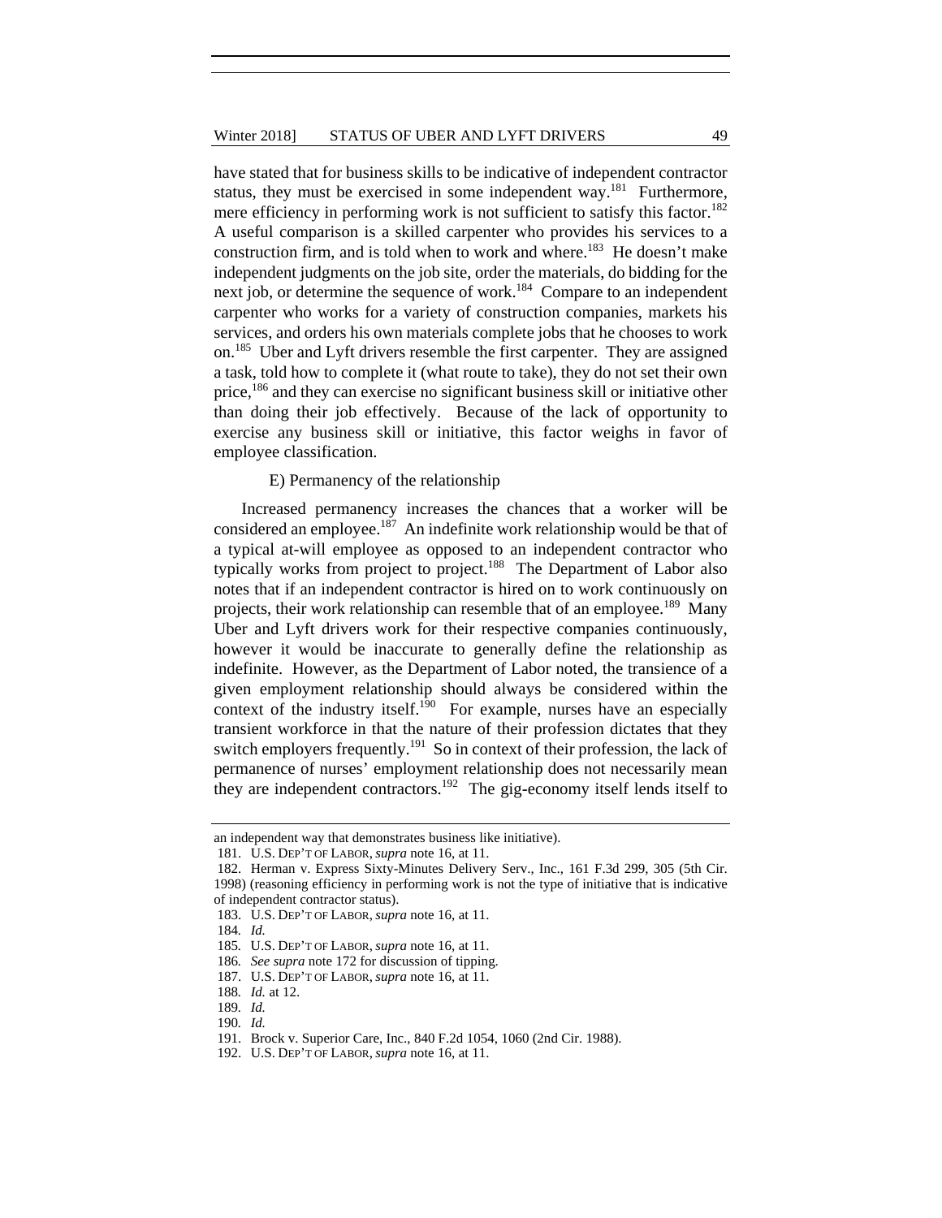have stated that for business skills to be indicative of independent contractor status, they must be exercised in some independent way.[181] Furthermore, mere efficiency in performing work is not sufficient to satisfy this factor.[182] A useful comparison is a skilled carpenter who provides his services to a construction firm, and is told when to work and where.[183] He doesn't make independent judgments on the job site, order the materials, do bidding for the next job, or determine the sequence of work.[184] Compare to an independent carpenter who works for a variety of construction companies, markets his services, and orders his own materials complete jobs that he chooses to work on.[185] Uber and Lyft drivers resemble the first carpenter. They are assigned a task, told how to complete it (what route to take), they do not set their own price,[186] and they can exercise no significant business skill or initiative other than doing their job effectively. Because of the lack of opportunity to exercise any business skill or initiative, this factor weighs in favor of employee classification.

E) Permanency of the relationship

Increased permanency increases the chances that a worker will be considered an employee.[187] An indefinite work relationship would be that of a typical at-will employee as opposed to an independent contractor who typically works from project to project.[188] The Department of Labor also notes that if an independent contractor is hired on to work continuously on projects, their work relationship can resemble that of an employee.[189] Many Uber and Lyft drivers work for their respective companies continuously, however it would be inaccurate to generally define the relationship as indefinite. However, as the Department of Labor noted, the transience of a given employment relationship should always be considered within the context of the industry itself.[190] For example, nurses have an especially transient workforce in that the nature of their profession dictates that they switch employers frequently.[191] So in context of their profession, the lack of permanence of nurses' employment relationship does not necessarily mean they are independent contractors.[192] The gig-economy itself lends itself to

---

an independent way that demonstrates business like initiative).

181. U.S. DEP'T OF LABOR, *supra* note 16, at 11.

182. Herman v. Express Sixty-Minutes Delivery Serv., Inc., 161 F.3d 299, 305 (5th Cir. 1998) (reasoning efficiency in performing work is not the type of initiative that is indicative of independent contractor status).

183. U.S. DEP'T OF LABOR, *supra* note 16, at 11.

184. *Id.*

185. U.S. DEP'T OF LABOR, *supra* note 16, at 11.

186. *See supra* note 172 for discussion of tipping.

187. U.S. DEP'T OF LABOR, *supra* note 16, at 11.

188. *Id.* at 12.

189. *Id.*

190. *Id.*

191. Brock v. Superior Care, Inc., 840 F.2d 1054, 1060 (2nd Cir. 1988).

192. U.S. DEP'T OF LABOR, *supra* note 16, at 11.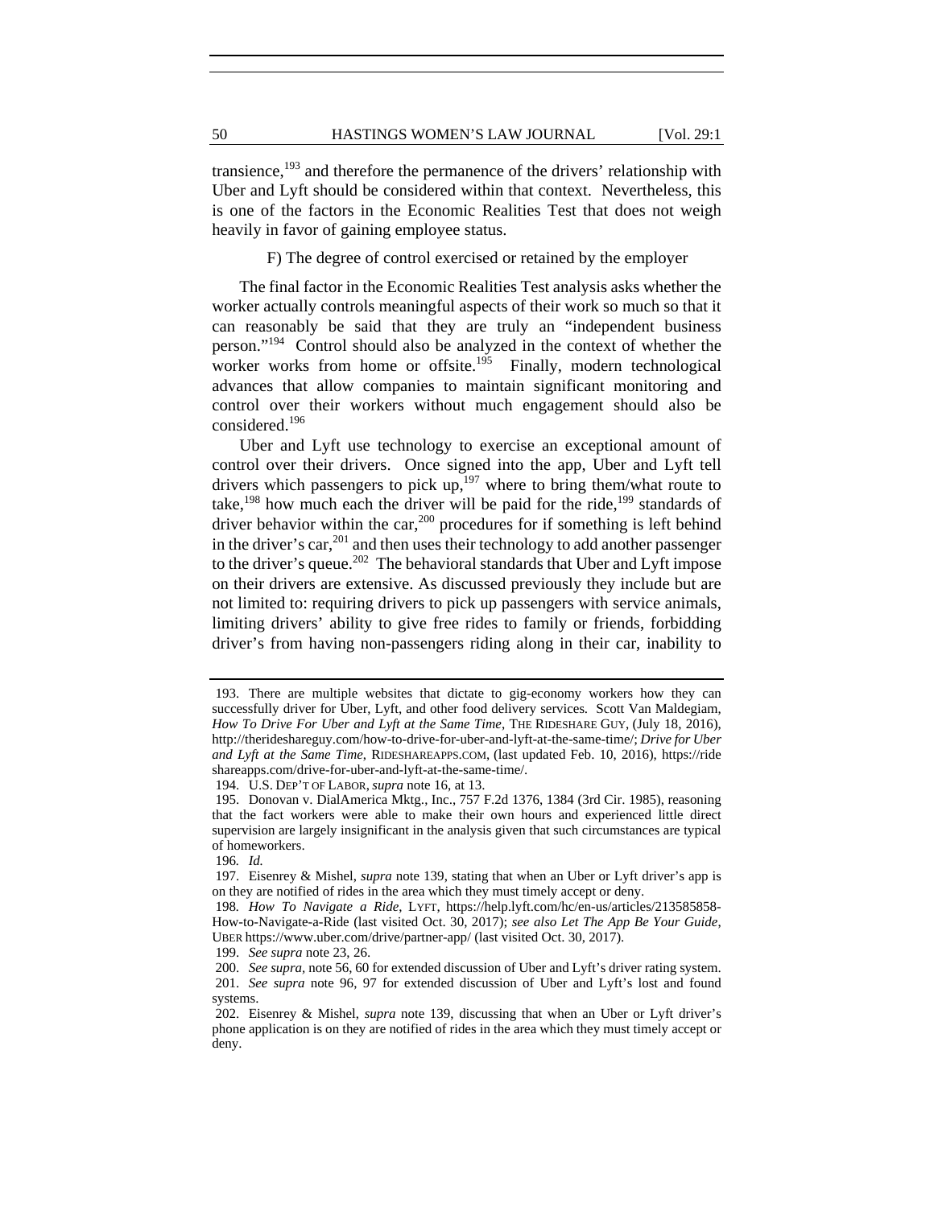transience,[193] and therefore the permanence of the drivers' relationship with Uber and Lyft should be considered within that context. Nevertheless, this is one of the factors in the Economic Realities Test that does not weigh heavily in favor of gaining employee status.

F) The degree of control exercised or retained by the employer

The final factor in the Economic Realities Test analysis asks whether the worker actually controls meaningful aspects of their work so much so that it can reasonably be said that they are truly an "independent business person."[194] Control should also be analyzed in the context of whether the worker works from home or offsite.[195] Finally, modern technological advances that allow companies to maintain significant monitoring and control over their workers without much engagement should also be considered.[196]

Uber and Lyft use technology to exercise an exceptional amount of control over their drivers. Once signed into the app, Uber and Lyft tell drivers which passengers to pick up,[197] where to bring them/what route to take,[198] how much each the driver will be paid for the ride,[199] standards of driver behavior within the car,[200] procedures for if something is left behind in the driver's car,[201] and then uses their technology to add another passenger to the driver's queue.[202] The behavioral standards that Uber and Lyft impose on their drivers are extensive. As discussed previously they include but are not limited to: requiring drivers to pick up passengers with service animals, limiting drivers' ability to give free rides to family or friends, forbidding driver's from having non-passengers riding along in their car, inability to

---

193. There are multiple websites that dictate to gig-economy workers how they can successfully driver for Uber, Lyft, and other food delivery services. Scott Van Maldegiam, *How To Drive For Uber and Lyft at the Same Time*, THE RIDESHARE GUY, (July 18, 2016), http://therideshareguy.com/how-to-drive-for-uber-and-lyft-at-the-same-time/; *Drive for Uber and Lyft at the Same Time*, RIDESHAREAPPS.COM, (last updated Feb. 10, 2016), https://rideshareapps.com/drive-for-uber-and-lyft-at-the-same-time/.

194. U.S. DEP'T OF LABOR, *supra* note 16, at 13.

195. Donovan v. DialAmerica Mktg., Inc., 757 F.2d 1376, 1384 (3rd Cir. 1985), reasoning that the fact workers were able to make their own hours and experienced little direct supervision are largely insignificant in the analysis given that such circumstances are typical of homeworkers.

196. *Id.*

197. Eisenrey & Mishel, *supra* note 139, stating that when an Uber or Lyft driver's app is on they are notified of rides in the area which they must timely accept or deny.

198. *How To Navigate a Ride*, LYFT, https://help.lyft.com/hc/en-us/articles/213585858-How-to-Navigate-a-Ride (last visited Oct. 30, 2017); *see also Let The App Be Your Guide*, UBER https://www.uber.com/drive/partner-app/ (last visited Oct. 30, 2017).

199. *See supra* note 23, 26.

200. *See supra*, note 56, 60 for extended discussion of Uber and Lyft's driver rating system.

201. *See supra* note 96, 97 for extended discussion of Uber and Lyft's lost and found systems.

202. Eisenrey & Mishel, *supra* note 139, discussing that when an Uber or Lyft driver's phone application is on they are notified of rides in the area which they must timely accept or deny.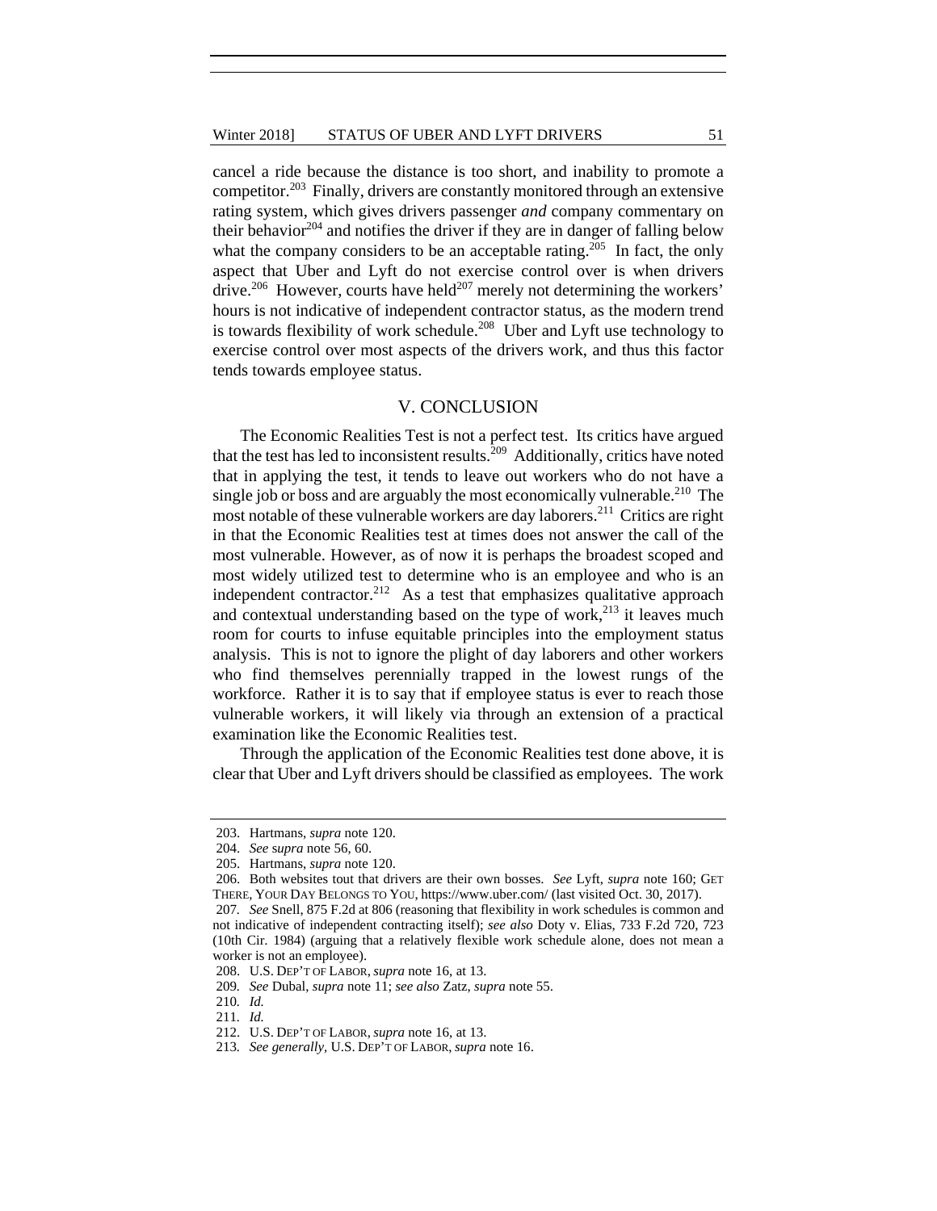cancel a ride because the distance is too short, and inability to promote a competitor.[203] Finally, drivers are constantly monitored through an extensive rating system, which gives drivers passenger *and* company commentary on their behavior[204] and notifies the driver if they are in danger of falling below what the company considers to be an acceptable rating.[205] In fact, the only aspect that Uber and Lyft do not exercise control over is when drivers drive.[206] However, courts have held[207] merely not determining the workers' hours is not indicative of independent contractor status, as the modern trend is towards flexibility of work schedule.[208] Uber and Lyft use technology to exercise control over most aspects of the drivers work, and thus this factor tends towards employee status.

## V. CONCLUSION

The Economic Realities Test is not a perfect test. Its critics have argued that the test has led to inconsistent results.[209] Additionally, critics have noted that in applying the test, it tends to leave out workers who do not have a single job or boss and are arguably the most economically vulnerable.[210] The most notable of these vulnerable workers are day laborers.[211] Critics are right in that the Economic Realities test at times does not answer the call of the most vulnerable. However, as of now it is perhaps the broadest scoped and most widely utilized test to determine who is an employee and who is an independent contractor.[212] As a test that emphasizes qualitative approach and contextual understanding based on the type of work,[213] it leaves much room for courts to infuse equitable principles into the employment status analysis. This is not to ignore the plight of day laborers and other workers who find themselves perennially trapped in the lowest rungs of the workforce. Rather it is to say that if employee status is ever to reach those vulnerable workers, it will likely via through an extension of a practical examination like the Economic Realities test.

Through the application of the Economic Realities test done above, it is clear that Uber and Lyft drivers should be classified as employees. The work

---

203. Hartmans, *supra* note 120.

204. *See supra* note 56, 60.

205. Hartmans, *supra* note 120.

206. Both websites tout that drivers are their own bosses. *See* Lyft, *supra* note 160; GET THERE, YOUR DAY BELONGS TO YOU, https://www.uber.com/ (last visited Oct. 30, 2017).

207. *See* Snell, 875 F.2d at 806 (reasoning that flexibility in work schedules is common and not indicative of independent contracting itself); *see also* Doty v. Elias, 733 F.2d 720, 723 (10th Cir. 1984) (arguing that a relatively flexible work schedule alone, does not mean a worker is not an employee).

208. U.S. DEP'T OF LABOR, *supra* note 16, at 13.

209. *See* Dubal, *supra* note 11; *see also* Zatz, *supra* note 55.

210. *Id.*

211. *Id.*

212. U.S. DEP'T OF LABOR, *supra* note 16, at 13.

213. *See generally*, U.S. DEP'T OF LABOR, *supra* note 16.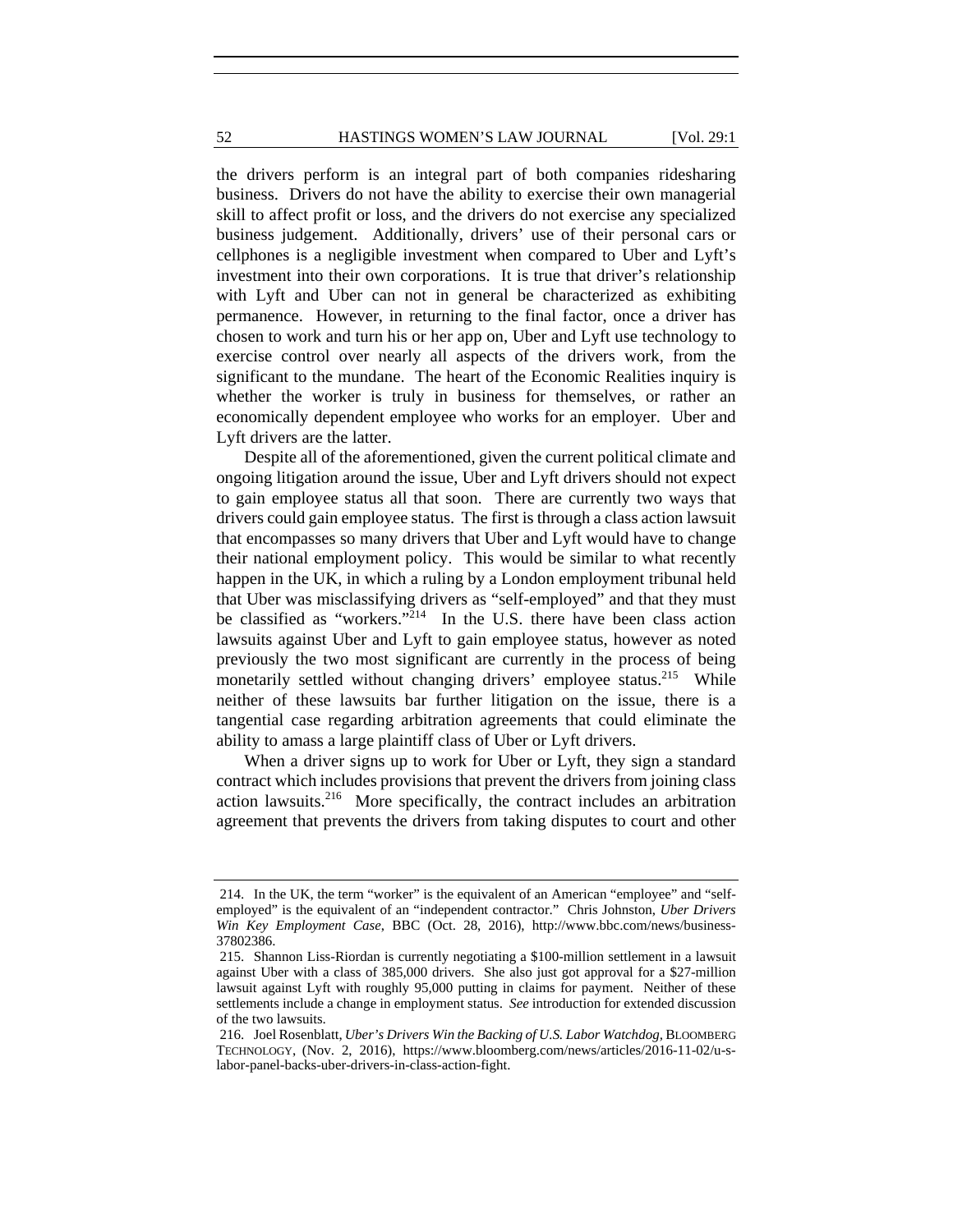the drivers perform is an integral part of both companies ridesharing business. Drivers do not have the ability to exercise their own managerial skill to affect profit or loss, and the drivers do not exercise any specialized business judgement. Additionally, drivers' use of their personal cars or cellphones is a negligible investment when compared to Uber and Lyft's investment into their own corporations. It is true that driver's relationship with Lyft and Uber can not in general be characterized as exhibiting permanence. However, in returning to the final factor, once a driver has chosen to work and turn his or her app on, Uber and Lyft use technology to exercise control over nearly all aspects of the drivers work, from the significant to the mundane. The heart of the Economic Realities inquiry is whether the worker is truly in business for themselves, or rather an economically dependent employee who works for an employer. Uber and Lyft drivers are the latter.

Despite all of the aforementioned, given the current political climate and ongoing litigation around the issue, Uber and Lyft drivers should not expect to gain employee status all that soon. There are currently two ways that drivers could gain employee status. The first is through a class action lawsuit that encompasses so many drivers that Uber and Lyft would have to change their national employment policy. This would be similar to what recently happen in the UK, in which a ruling by a London employment tribunal held that Uber was misclassifying drivers as "self-employed" and that they must be classified as "workers."[214] In the U.S. there have been class action lawsuits against Uber and Lyft to gain employee status, however as noted previously the two most significant are currently in the process of being monetarily settled without changing drivers' employee status.[215] While neither of these lawsuits bar further litigation on the issue, there is a tangential case regarding arbitration agreements that could eliminate the ability to amass a large plaintiff class of Uber or Lyft drivers.

When a driver signs up to work for Uber or Lyft, they sign a standard contract which includes provisions that prevent the drivers from joining class action lawsuits.[216] More specifically, the contract includes an arbitration agreement that prevents the drivers from taking disputes to court and other

---

214. In the UK, the term "worker" is the equivalent of an American "employee" and "self-employed" is the equivalent of an "independent contractor." Chris Johnston, *Uber Drivers Win Key Employment Case*, BBC (Oct. 28, 2016), http://www.bbc.com/news/business-37802386.

215. Shannon Liss-Riordan is currently negotiating a $100-million settlement in a lawsuit against Uber with a class of 385,000 drivers. She also just got approval for a $27-million lawsuit against Lyft with roughly 95,000 putting in claims for payment. Neither of these settlements include a change in employment status. *See* introduction for extended discussion of the two lawsuits.

216. Joel Rosenblatt, *Uber's Drivers Win the Backing of U.S. Labor Watchdog*, BLOOMBERG TECHNOLOGY, (Nov. 2, 2016), https://www.bloomberg.com/news/articles/2016-11-02/u-s-labor-panel-backs-uber-drivers-in-class-action-fight.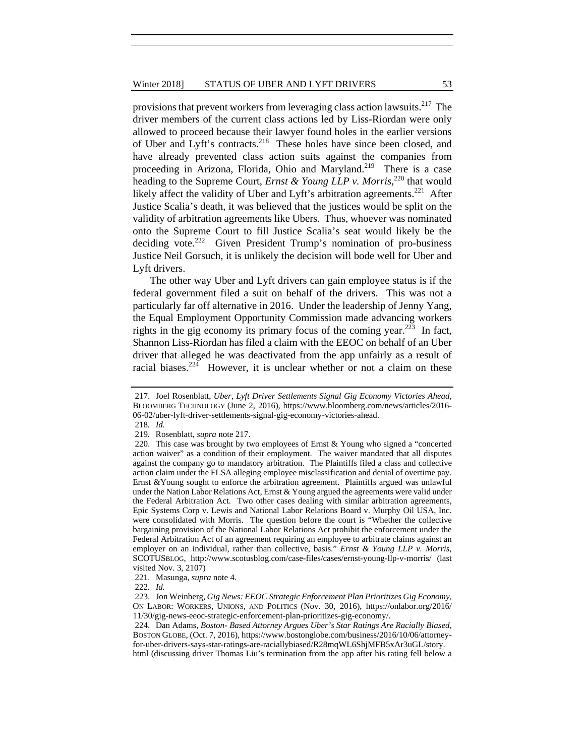provisions that prevent workers from leveraging class action lawsuits.[217] The driver members of the current class actions led by Liss-Riordan were only allowed to proceed because their lawyer found holes in the earlier versions of Uber and Lyft's contracts.[218] These holes have since been closed, and have already prevented class action suits against the companies from proceeding in Arizona, Florida, Ohio and Maryland.[219] There is a case heading to the Supreme Court, *Ernst & Young LLP v. Morris*,[220] that would likely affect the validity of Uber and Lyft's arbitration agreements.[221] After Justice Scalia's death, it was believed that the justices would be split on the validity of arbitration agreements like Ubers. Thus, whoever was nominated onto the Supreme Court to fill Justice Scalia's seat would likely be the deciding vote.[222] Given President Trump's nomination of pro-business Justice Neil Gorsuch, it is unlikely the decision will bode well for Uber and Lyft drivers.

The other way Uber and Lyft drivers can gain employee status is if the federal government filed a suit on behalf of the drivers. This was not a particularly far off alternative in 2016. Under the leadership of Jenny Yang, the Equal Employment Opportunity Commission made advancing workers rights in the gig economy its primary focus of the coming year.[223] In fact, Shannon Liss-Riordan has filed a claim with the EEOC on behalf of an Uber driver that alleged he was deactivated from the app unfairly as a result of racial biases.[224] However, it is unclear whether or not a claim on these

217. Joel Rosenblatt, *Uber, Lyft Driver Settlements Signal Gig Economy Victories Ahead*, BLOOMBERG TECHNOLOGY (June 2, 2016), https://www.bloomberg.com/news/articles/2016-06-02/uber-lyft-driver-settlements-signal-gig-economy-victories-ahead.

218. *Id.*

219. Rosenblatt, *supra* note 217.

220. This case was brought by two employees of Ernst & Young who signed a "concerted action waiver" as a condition of their employment. The waiver mandated that all disputes against the company go to mandatory arbitration. The Plaintiffs filed a class and collective action claim under the FLSA alleging employee misclassification and denial of overtime pay. Ernst &Young sought to enforce the arbitration agreement. Plaintiffs argued was unlawful under the Nation Labor Relations Act, Ernst & Young argued the agreements were valid under the Federal Arbitration Act. Two other cases dealing with similar arbitration agreements, Epic Systems Corp v. Lewis and National Labor Relations Board v. Murphy Oil USA, Inc. were consolidated with Morris. The question before the court is "Whether the collective bargaining provision of the National Labor Relations Act prohibit the enforcement under the Federal Arbitration Act of an agreement requiring an employee to arbitrate claims against an employer on an individual, rather than collective, basis." *Ernst & Young LLP v. Morris*, SCOTUSBLOG, http://www.scotusblog.com/case-files/cases/ernst-young-llp-v-morris/ (last visited Nov. 3, 2107)

221. Masunga, *supra* note 4.

222. *Id.*

223. Jon Weinberg, *Gig News: EEOC Strategic Enforcement Plan Prioritizes Gig Economy*, ON LABOR: WORKERS, UNIONS, AND POLITICS (Nov. 30, 2016), https://onlabor.org/2016/11/30/gig-news-eeoc-strategic-enforcement-plan-prioritizes-gig-economy/.

224. Dan Adams, *Boston- Based Attorney Argues Uber's Star Ratings Are Racially Biased*, BOSTON GLOBE, (Oct. 7, 2016), https://www.bostonglobe.com/business/2016/10/06/attorney-for-uber-drivers-says-star-ratings-are-raciallybiased/R28mqWL6ShjMFB5xAr3uGL/story.html (discussing driver Thomas Liu's termination from the app after his rating fell below a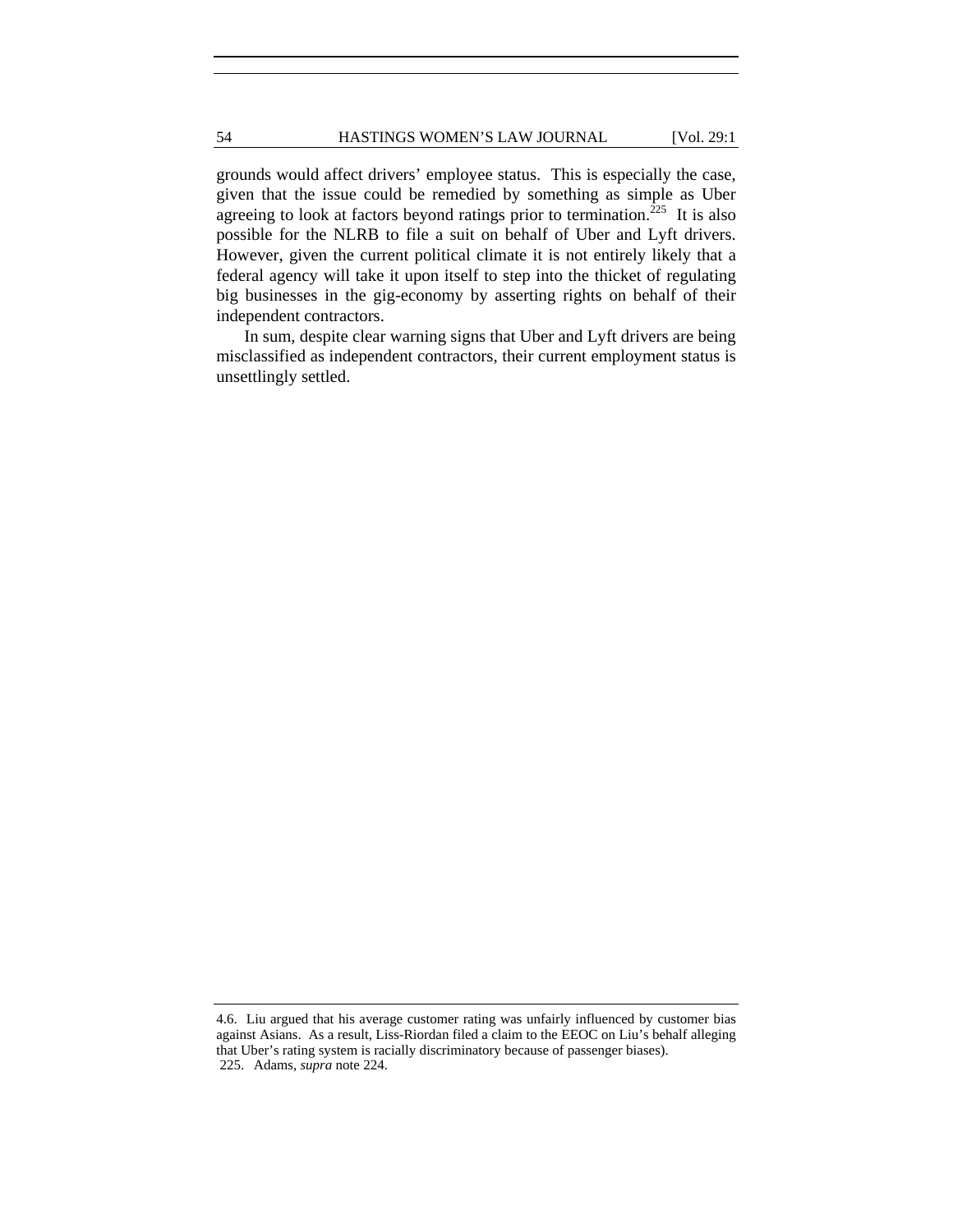grounds would affect drivers' employee status. This is especially the case, given that the issue could be remedied by something as simple as Uber agreeing to look at factors beyond ratings prior to termination.[225] It is also possible for the NLRB to file a suit on behalf of Uber and Lyft drivers. However, given the current political climate it is not entirely likely that a federal agency will take it upon itself to step into the thicket of regulating big businesses in the gig-economy by asserting rights on behalf of their independent contractors.

In sum, despite clear warning signs that Uber and Lyft drivers are being misclassified as independent contractors, their current employment status is unsettlingly settled.

---

4.6. Liu argued that his average customer rating was unfairly influenced by customer bias against Asians. As a result, Liss-Riordan filed a claim to the EEOC on Liu's behalf alleging that Uber's rating system is racially discriminatory because of passenger biases).

225. Adams, *supra* note 224.